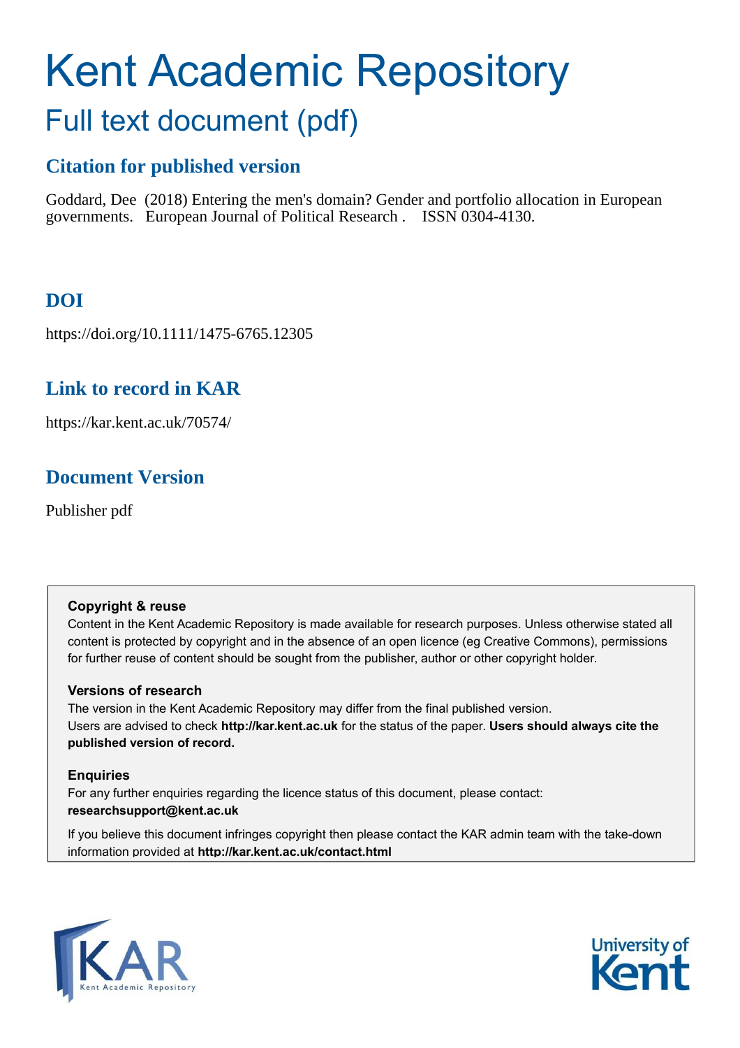# Kent Academic Repository

## Full text document (pdf)

### Citation for published version

Goddard, Dee (2018) Entering the men's domain? Gender and portfolio allocation in European governments. European Journal of Political Research . ISSN 0304-4130.

### DOI

https://doi.org/10.1111/1475-6765.12305

### Link to record in KAR

https://kar.kent.ac.uk/70574/

### Document Version

Publisher pdf

**Copyright & reuse**

Content in the Kent Academic Repository is made available for research purposes. Unless otherwise stated all content is protected by copyright and in the absence of an open licence (eg Creative Commons), permissions for further reuse of content should be sought from the publisher, author or other copyright holder.

**Versions of research**

The version in the Kent Academic Repository may differ from the final published version. Users are advised to check **http://kar.kent.ac.uk** for the status of the paper. **Users should always cite the published version of record.**

**Enquiries**

For any further enquiries regarding the licence status of this document, please contact: **researchsupport@kent.ac.uk**

If you believe this document infringes copyright then please contact the KAR admin team with the take-down information provided at **http://kar.kent.ac.uk/contact.html**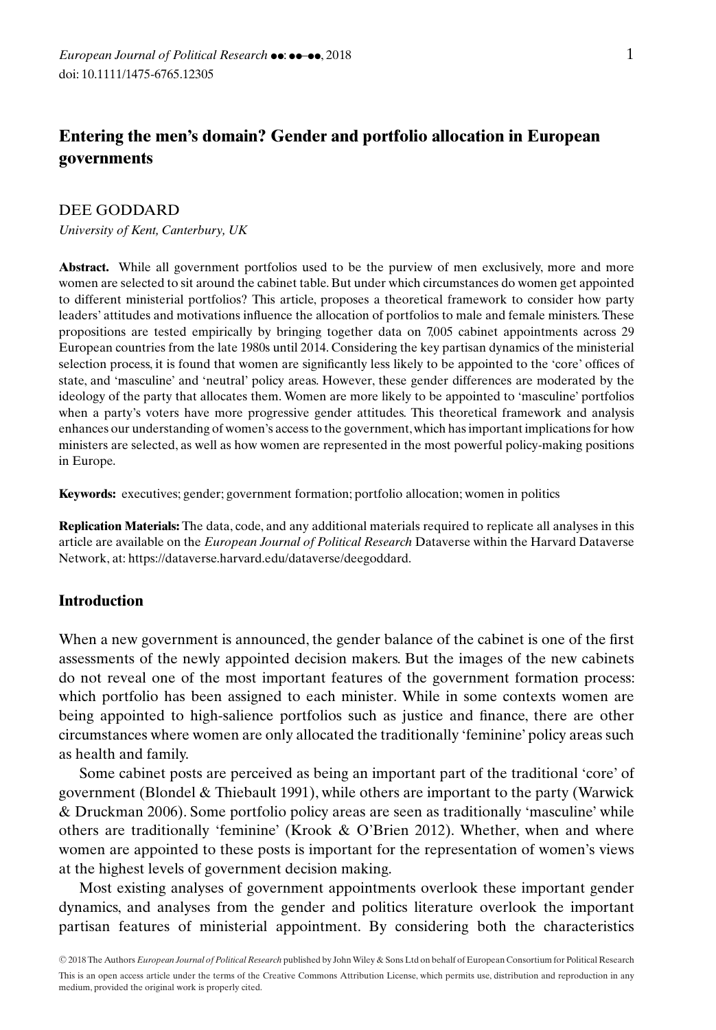# Entering the men's domain? Gender and portfolio allocation in European governments

DEE GODDARD

*University of Kent, Canterbury, UK*

**Abstract.** While all government portfolios used to be the purview of men exclusively, more and more women are selected to sit around the cabinet table. But under which circumstances do women get appointed to different ministerial portfolios? This article, proposes a theoretical framework to consider how party leaders' attitudes and motivations influence the allocation of portfolios to male and female ministers. These propositions are tested empirically by bringing together data on 7,005 cabinet appointments across 29 European countries from the late 1980s until 2014. Considering the key partisan dynamics of the ministerial selection process, it is found that women are significantly less likely to be appointed to the 'core' offices of state, and 'masculine' and 'neutral' policy areas. However, these gender differences are moderated by the ideology of the party that allocates them. Women are more likely to be appointed to 'masculine' portfolios when a party's voters have more progressive gender attitudes. This theoretical framework and analysis enhances our understanding of women's access to the government, which has important implications for how ministers are selected, as well as how women are represented in the most powerful policy-making positions in Europe.

**Keywords:** executives; gender; government formation; portfolio allocation; women in politics

**Replication Materials:** The data, code, and any additional materials required to replicate all analyses in this article are available on the *European Journal of Political Research* Dataverse within the Harvard Dataverse Network, at: https://dataverse.harvard.edu/dataverse/deegoddard.

## Introduction

When a new government is announced, the gender balance of the cabinet is one of the first assessments of the newly appointed decision makers. But the images of the new cabinets do not reveal one of the most important features of the government formation process: which portfolio has been assigned to each minister. While in some contexts women are being appointed to high-salience portfolios such as justice and finance, there are other circumstances where women are only allocated the traditionally 'feminine' policy areas such as health and family.

Some cabinet posts are perceived as being an important part of the traditional 'core' of government (Blondel & Thiebault 1991), while others are important to the party (Warwick & Druckman 2006). Some portfolio policy areas are seen as traditionally 'masculine' while others are traditionally 'feminine' (Krook & O'Brien 2012). Whether, when and where women are appointed to these posts is important for the representation of women's views at the highest levels of government decision making.

Most existing analyses of government appointments overlook these important gender dynamics, and analyses from the gender and politics literature overlook the important partisan features of ministerial appointment. By considering both the characteristics

© 2018 The Authors *European Journal of Political Research* published by John Wiley & Sons Ltd on behalf of European Consortium for Political Research

This is an open access article under the terms of the Creative Commons Attribution License, which permits use, distribution and reproduction in any medium, provided the original work is properly cited.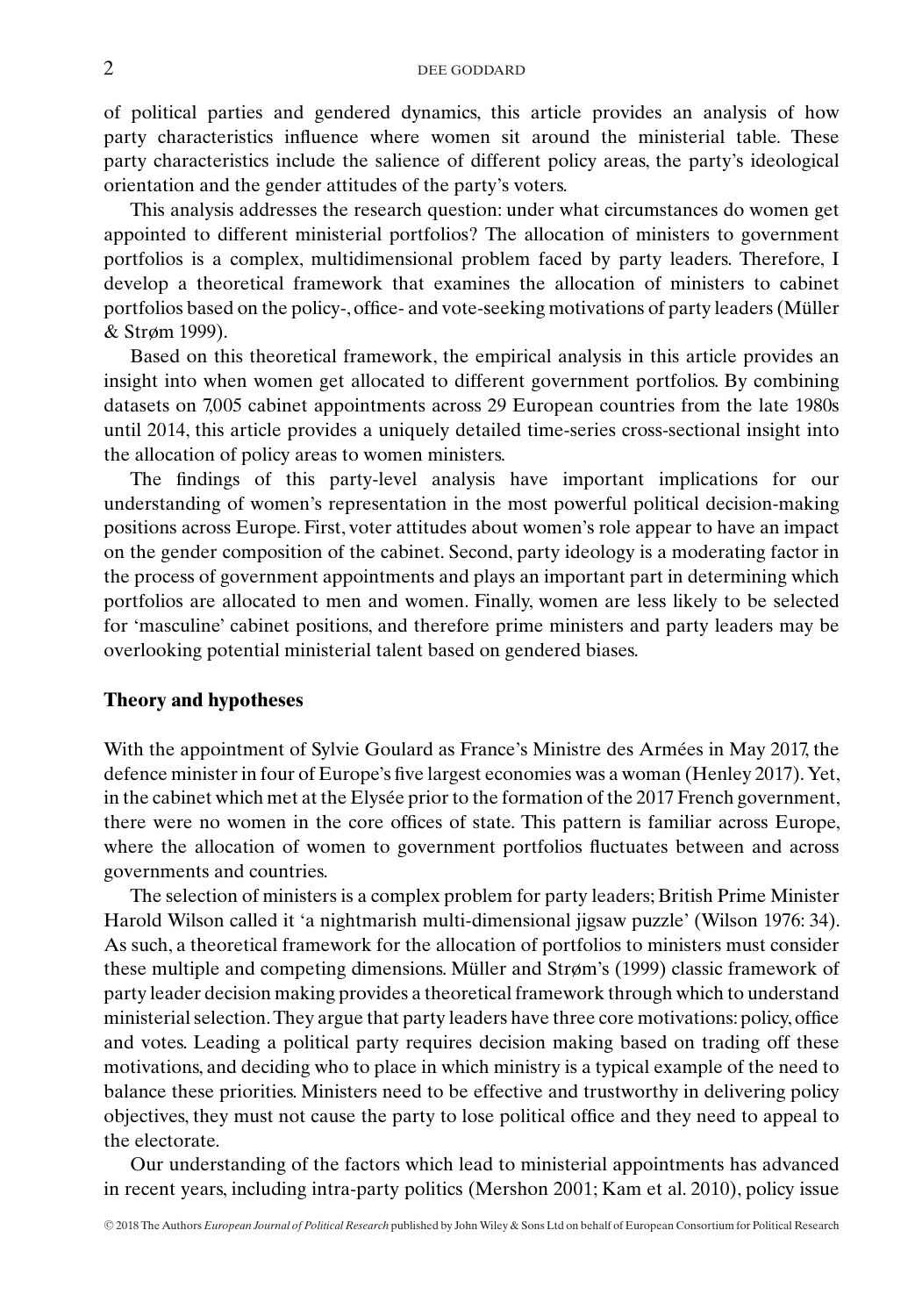of political parties and gendered dynamics, this article provides an analysis of how party characteristics influence where women sit around the ministerial table. These party characteristics include the salience of different policy areas, the party's ideological orientation and the gender attitudes of the party's voters.

This analysis addresses the research question: under what circumstances do women get appointed to different ministerial portfolios? The allocation of ministers to government portfolios is a complex, multidimensional problem faced by party leaders. Therefore, I develop a theoretical framework that examines the allocation of ministers to cabinet portfolios based on the policy-, office- and vote-seeking motivations of party leaders (Müller & Strøm 1999).

Based on this theoretical framework, the empirical analysis in this article provides an insight into when women get allocated to different government portfolios. By combining datasets on 7,005 cabinet appointments across 29 European countries from the late 1980s until 2014, this article provides a uniquely detailed time-series cross-sectional insight into the allocation of policy areas to women ministers.

The findings of this party-level analysis have important implications for our understanding of women's representation in the most powerful political decision-making positions across Europe. First, voter attitudes about women's role appear to have an impact on the gender composition of the cabinet. Second, party ideology is a moderating factor in the process of government appointments and plays an important part in determining which portfolios are allocated to men and women. Finally, women are less likely to be selected for 'masculine' cabinet positions, and therefore prime ministers and party leaders may be overlooking potential ministerial talent based on gendered biases.

## Theory and hypotheses

With the appointment of Sylvie Goulard as France's Ministre des Armées in May 2017, the defence minister in four of Europe's five largest economies was a woman (Henley 2017). Yet, in the cabinet which met at the Elysée prior to the formation of the 2017 French government, there were no women in the core offices of state. This pattern is familiar across Europe, where the allocation of women to government portfolios fluctuates between and across governments and countries.

The selection of ministers is a complex problem for party leaders; British Prime Minister Harold Wilson called it 'a nightmarish multi-dimensional jigsaw puzzle' (Wilson 1976: 34). As such, a theoretical framework for the allocation of portfolios to ministers must consider these multiple and competing dimensions. Müller and Strøm's (1999) classic framework of party leader decision making provides a theoretical framework through which to understand ministerial selection. They argue that party leaders have three core motivations: policy, office and votes. Leading a political party requires decision making based on trading off these motivations, and deciding who to place in which ministry is a typical example of the need to balance these priorities. Ministers need to be effective and trustworthy in delivering policy objectives, they must not cause the party to lose political office and they need to appeal to the electorate.

Our understanding of the factors which lead to ministerial appointments has advanced in recent years, including intra-party politics (Mershon 2001; Kam et al. 2010), policy issue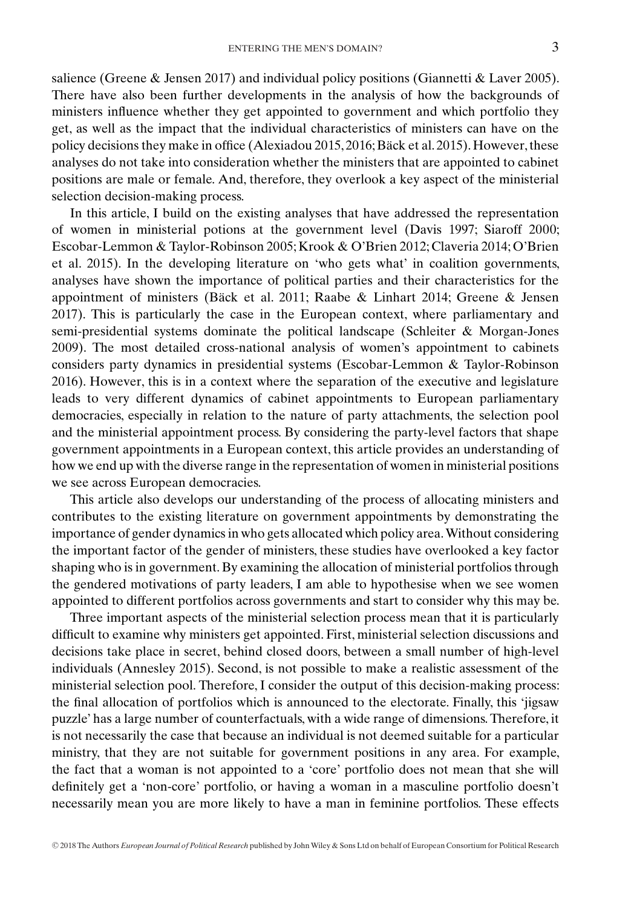salience (Greene & Jensen 2017) and individual policy positions (Giannetti & Laver 2005). There have also been further developments in the analysis of how the backgrounds of ministers influence whether they get appointed to government and which portfolio they get, as well as the impact that the individual characteristics of ministers can have on the policy decisions they make in office (Alexiadou 2015, 2016; Bäck et al. 2015). However, these analyses do not take into consideration whether the ministers that are appointed to cabinet positions are male or female. And, therefore, they overlook a key aspect of the ministerial selection decision-making process.

In this article, I build on the existing analyses that have addressed the representation of women in ministerial potions at the government level (Davis 1997; Siaroff 2000; Escobar-Lemmon & Taylor-Robinson 2005; Krook & O'Brien 2012; Claveria 2014; O'Brien et al. 2015). In the developing literature on 'who gets what' in coalition governments, analyses have shown the importance of political parties and their characteristics for the appointment of ministers (Bäck et al. 2011; Raabe & Linhart 2014; Greene & Jensen 2017). This is particularly the case in the European context, where parliamentary and semi-presidential systems dominate the political landscape (Schleiter & Morgan-Jones 2009). The most detailed cross-national analysis of women's appointment to cabinets considers party dynamics in presidential systems (Escobar-Lemmon & Taylor-Robinson 2016). However, this is in a context where the separation of the executive and legislature leads to very different dynamics of cabinet appointments to European parliamentary democracies, especially in relation to the nature of party attachments, the selection pool and the ministerial appointment process. By considering the party-level factors that shape government appointments in a European context, this article provides an understanding of how we end up with the diverse range in the representation of women in ministerial positions we see across European democracies.

This article also develops our understanding of the process of allocating ministers and contributes to the existing literature on government appointments by demonstrating the importance of gender dynamics in who gets allocated which policy area. Without considering the important factor of the gender of ministers, these studies have overlooked a key factor shaping who is in government. By examining the allocation of ministerial portfolios through the gendered motivations of party leaders, I am able to hypothesise when we see women appointed to different portfolios across governments and start to consider why this may be.

Three important aspects of the ministerial selection process mean that it is particularly difficult to examine why ministers get appointed. First, ministerial selection discussions and decisions take place in secret, behind closed doors, between a small number of high-level individuals (Annesley 2015). Second, is not possible to make a realistic assessment of the ministerial selection pool. Therefore, I consider the output of this decision-making process: the final allocation of portfolios which is announced to the electorate. Finally, this 'jigsaw puzzle' has a large number of counterfactuals, with a wide range of dimensions. Therefore, it is not necessarily the case that because an individual is not deemed suitable for a particular ministry, that they are not suitable for government positions in any area. For example, the fact that a woman is not appointed to a 'core' portfolio does not mean that she will definitely get a 'non-core' portfolio, or having a woman in a masculine portfolio doesn't necessarily mean you are more likely to have a man in feminine portfolios. These effects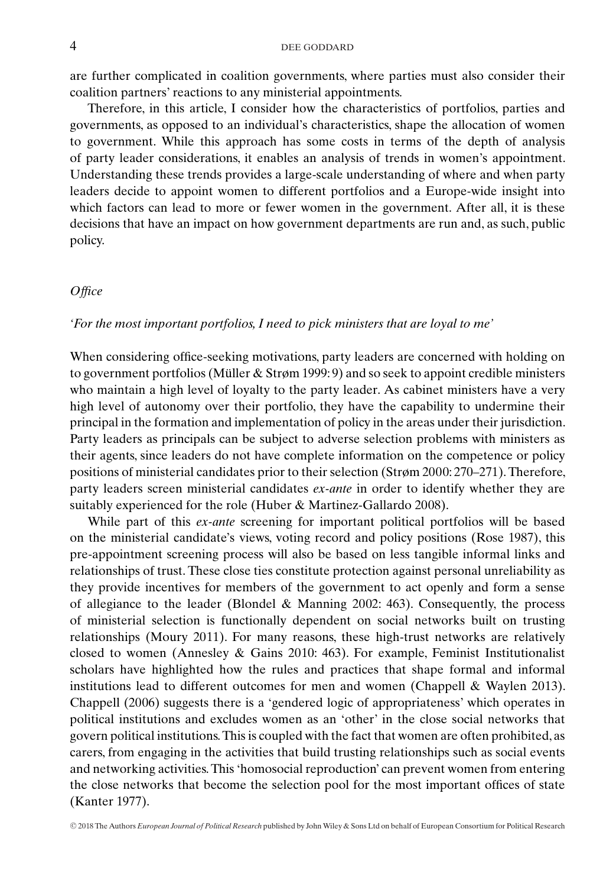are further complicated in coalition governments, where parties must also consider their coalition partners' reactions to any ministerial appointments.

Therefore, in this article, I consider how the characteristics of portfolios, parties and governments, as opposed to an individual's characteristics, shape the allocation of women to government. While this approach has some costs in terms of the depth of analysis of party leader considerations, it enables an analysis of trends in women's appointment. Understanding these trends provides a large-scale understanding of where and when party leaders decide to appoint women to different portfolios and a Europe-wide insight into which factors can lead to more or fewer women in the government. After all, it is these decisions that have an impact on how government departments are run and, as such, public policy.

### *Office*

*'For the most important portfolios, I need to pick ministers that are loyal to me'*

When considering office-seeking motivations, party leaders are concerned with holding on to government portfolios (Müller & Strøm 1999: 9) and so seek to appoint credible ministers who maintain a high level of loyalty to the party leader. As cabinet ministers have a very high level of autonomy over their portfolio, they have the capability to undermine their principal in the formation and implementation of policy in the areas under their jurisdiction. Party leaders as principals can be subject to adverse selection problems with ministers as their agents, since leaders do not have complete information on the competence or policy positions of ministerial candidates prior to their selection (Strøm 2000: 270–271). Therefore, party leaders screen ministerial candidates *ex-ante* in order to identify whether they are suitably experienced for the role (Huber & Martinez-Gallardo 2008).

While part of this *ex-ante* screening for important political portfolios will be based on the ministerial candidate's views, voting record and policy positions (Rose 1987), this pre-appointment screening process will also be based on less tangible informal links and relationships of trust. These close ties constitute protection against personal unreliability as they provide incentives for members of the government to act openly and form a sense of allegiance to the leader (Blondel & Manning 2002: 463). Consequently, the process of ministerial selection is functionally dependent on social networks built on trusting relationships (Moury 2011). For many reasons, these high-trust networks are relatively closed to women (Annesley & Gains 2010: 463). For example, Feminist Institutionalist scholars have highlighted how the rules and practices that shape formal and informal institutions lead to different outcomes for men and women (Chappell & Waylen 2013). Chappell (2006) suggests there is a 'gendered logic of appropriateness' which operates in political institutions and excludes women as an 'other' in the close social networks that govern political institutions. This is coupled with the fact that women are often prohibited, as carers, from engaging in the activities that build trusting relationships such as social events and networking activities. This 'homosocial reproduction' can prevent women from entering the close networks that become the selection pool for the most important offices of state (Kanter 1977).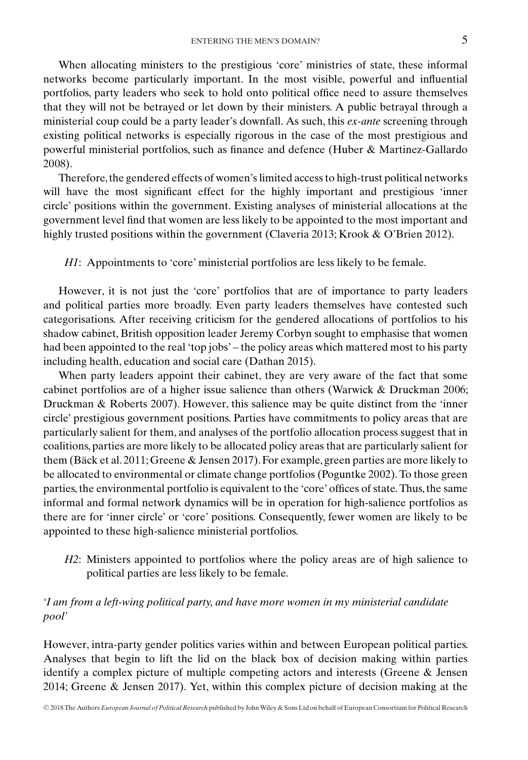When allocating ministers to the prestigious 'core' ministries of state, these informal networks become particularly important. In the most visible, powerful and influential portfolios, party leaders who seek to hold onto political office need to assure themselves that they will not be betrayed or let down by their ministers. A public betrayal through a ministerial coup could be a party leader's downfall. As such, this *ex-ante* screening through existing political networks is especially rigorous in the case of the most prestigious and powerful ministerial portfolios, such as finance and defence (Huber & Martinez-Gallardo 2008).

Therefore, the gendered effects of women's limited access to high-trust political networks will have the most significant effect for the highly important and prestigious 'inner circle' positions within the government. Existing analyses of ministerial allocations at the government level find that women are less likely to be appointed to the most important and highly trusted positions within the government (Claveria 2013; Krook & O'Brien 2012).

*H1*: Appointments to 'core' ministerial portfolios are less likely to be female.

However, it is not just the 'core' portfolios that are of importance to party leaders and political parties more broadly. Even party leaders themselves have contested such categorisations. After receiving criticism for the gendered allocations of portfolios to his shadow cabinet, British opposition leader Jeremy Corbyn sought to emphasise that women had been appointed to the real 'top jobs' – the policy areas which mattered most to his party including health, education and social care (Dathan 2015).

When party leaders appoint their cabinet, they are very aware of the fact that some cabinet portfolios are of a higher issue salience than others (Warwick & Druckman 2006; Druckman & Roberts 2007). However, this salience may be quite distinct from the 'inner circle' prestigious government positions. Parties have commitments to policy areas that are particularly salient for them, and analyses of the portfolio allocation process suggest that in coalitions, parties are more likely to be allocated policy areas that are particularly salient for them (Bäck et al. 2011; Greene & Jensen 2017). For example, green parties are more likely to be allocated to environmental or climate change portfolios (Poguntke 2002). To those green parties, the environmental portfolio is equivalent to the 'core' offices of state. Thus, the same informal and formal network dynamics will be in operation for high-salience portfolios as there are for 'inner circle' or 'core' positions. Consequently, fewer women are likely to be appointed to these high-salience ministerial portfolios.

*H2*: Ministers appointed to portfolios where the policy areas are of high salience to political parties are less likely to be female.

### *'I am from a left-wing political party, and have more women in my ministerial candidate pool'*

However, intra-party gender politics varies within and between European political parties. Analyses that begin to lift the lid on the black box of decision making within parties identify a complex picture of multiple competing actors and interests (Greene & Jensen 2014; Greene & Jensen 2017). Yet, within this complex picture of decision making at the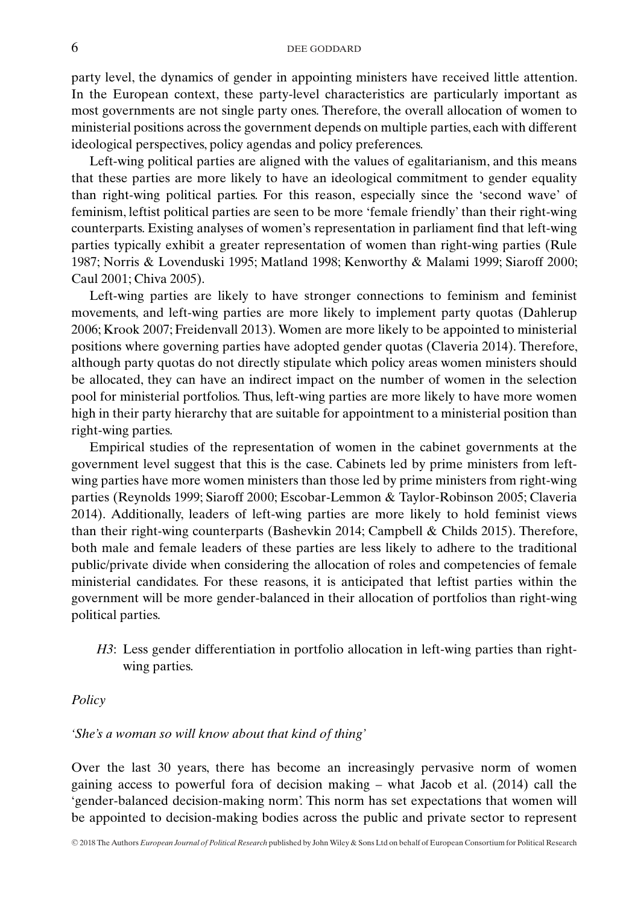party level, the dynamics of gender in appointing ministers have received little attention. In the European context, these party-level characteristics are particularly important as most governments are not single party ones. Therefore, the overall allocation of women to ministerial positions across the government depends on multiple parties, each with different ideological perspectives, policy agendas and policy preferences.

Left-wing political parties are aligned with the values of egalitarianism, and this means that these parties are more likely to have an ideological commitment to gender equality than right-wing political parties. For this reason, especially since the 'second wave' of feminism, leftist political parties are seen to be more 'female friendly' than their right-wing counterparts. Existing analyses of women's representation in parliament find that left-wing parties typically exhibit a greater representation of women than right-wing parties (Rule 1987; Norris & Lovenduski 1995; Matland 1998; Kenworthy & Malami 1999; Siaroff 2000; Caul 2001; Chiva 2005).

Left-wing parties are likely to have stronger connections to feminism and feminist movements, and left-wing parties are more likely to implement party quotas (Dahlerup 2006; Krook 2007; Freidenvall 2013). Women are more likely to be appointed to ministerial positions where governing parties have adopted gender quotas (Claveria 2014). Therefore, although party quotas do not directly stipulate which policy areas women ministers should be allocated, they can have an indirect impact on the number of women in the selection pool for ministerial portfolios. Thus, left-wing parties are more likely to have more women high in their party hierarchy that are suitable for appointment to a ministerial position than right-wing parties.

Empirical studies of the representation of women in the cabinet governments at the government level suggest that this is the case. Cabinets led by prime ministers from left-wing parties have more women ministers than those led by prime ministers from right-wing parties (Reynolds 1999; Siaroff 2000; Escobar-Lemmon & Taylor-Robinson 2005; Claveria 2014). Additionally, leaders of left-wing parties are more likely to hold feminist views than their right-wing counterparts (Bashevkin 2014; Campbell & Childs 2015). Therefore, both male and female leaders of these parties are less likely to adhere to the traditional public/private divide when considering the allocation of roles and competencies of female ministerial candidates. For these reasons, it is anticipated that leftist parties within the government will be more gender-balanced in their allocation of portfolios than right-wing political parties.

> *H3*: Less gender differentiation in portfolio allocation in left-wing parties than right-wing parties.

*Policy*

*'She's a woman so will know about that kind of thing'*

Over the last 30 years, there has become an increasingly pervasive norm of women gaining access to powerful fora of decision making – what Jacob et al. (2014) call the 'gender-balanced decision-making norm'. This norm has set expectations that women will be appointed to decision-making bodies across the public and private sector to represent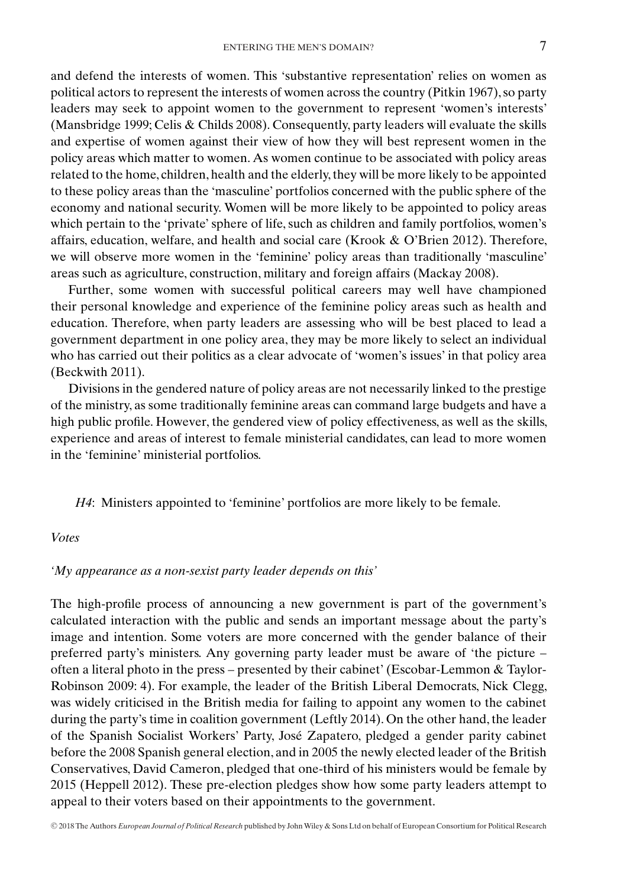and defend the interests of women. This 'substantive representation' relies on women as political actors to represent the interests of women across the country (Pitkin 1967), so party leaders may seek to appoint women to the government to represent 'women's interests' (Mansbridge 1999; Celis & Childs 2008). Consequently, party leaders will evaluate the skills and expertise of women against their view of how they will best represent women in the policy areas which matter to women. As women continue to be associated with policy areas related to the home, children, health and the elderly, they will be more likely to be appointed to these policy areas than the 'masculine' portfolios concerned with the public sphere of the economy and national security. Women will be more likely to be appointed to policy areas which pertain to the 'private' sphere of life, such as children and family portfolios, women's affairs, education, welfare, and health and social care (Krook & O'Brien 2012). Therefore, we will observe more women in the 'feminine' policy areas than traditionally 'masculine' areas such as agriculture, construction, military and foreign affairs (Mackay 2008).

Further, some women with successful political careers may well have championed their personal knowledge and experience of the feminine policy areas such as health and education. Therefore, when party leaders are assessing who will be best placed to lead a government department in one policy area, they may be more likely to select an individual who has carried out their politics as a clear advocate of 'women's issues' in that policy area (Beckwith 2011).

Divisions in the gendered nature of policy areas are not necessarily linked to the prestige of the ministry, as some traditionally feminine areas can command large budgets and have a high public profile. However, the gendered view of policy effectiveness, as well as the skills, experience and areas of interest to female ministerial candidates, can lead to more women in the 'feminine' ministerial portfolios.

*H4*: Ministers appointed to 'feminine' portfolios are more likely to be female.

### *Votes*

#### *'My appearance as a non-sexist party leader depends on this'*

The high-profile process of announcing a new government is part of the government's calculated interaction with the public and sends an important message about the party's image and intention. Some voters are more concerned with the gender balance of their preferred party's ministers. Any governing party leader must be aware of 'the picture – often a literal photo in the press – presented by their cabinet' (Escobar-Lemmon & Taylor-Robinson 2009: 4). For example, the leader of the British Liberal Democrats, Nick Clegg, was widely criticised in the British media for failing to appoint any women to the cabinet during the party's time in coalition government (Leftly 2014). On the other hand, the leader of the Spanish Socialist Workers' Party, José Zapatero, pledged a gender parity cabinet before the 2008 Spanish general election, and in 2005 the newly elected leader of the British Conservatives, David Cameron, pledged that one-third of his ministers would be female by 2015 (Heppell 2012). These pre-election pledges show how some party leaders attempt to appeal to their voters based on their appointments to the government.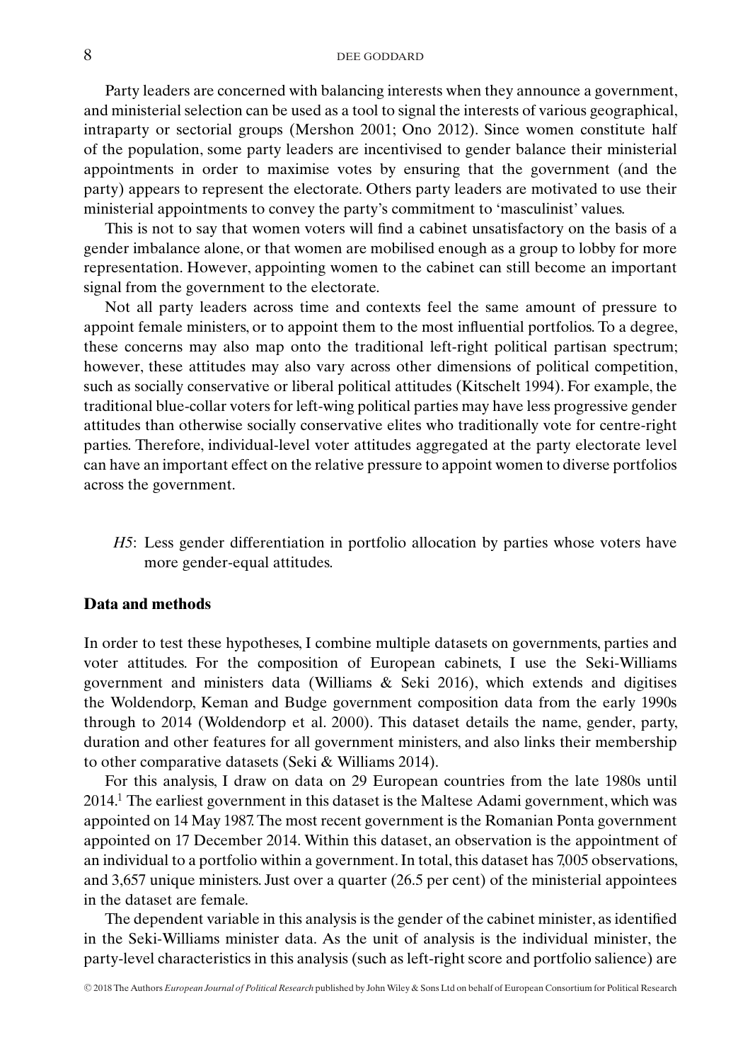Party leaders are concerned with balancing interests when they announce a government, and ministerial selection can be used as a tool to signal the interests of various geographical, intraparty or sectorial groups (Mershon 2001; Ono 2012). Since women constitute half of the population, some party leaders are incentivised to gender balance their ministerial appointments in order to maximise votes by ensuring that the government (and the party) appears to represent the electorate. Others party leaders are motivated to use their ministerial appointments to convey the party's commitment to 'masculinist' values.

This is not to say that women voters will find a cabinet unsatisfactory on the basis of a gender imbalance alone, or that women are mobilised enough as a group to lobby for more representation. However, appointing women to the cabinet can still become an important signal from the government to the electorate.

Not all party leaders across time and contexts feel the same amount of pressure to appoint female ministers, or to appoint them to the most influential portfolios. To a degree, these concerns may also map onto the traditional left-right political partisan spectrum; however, these attitudes may also vary across other dimensions of political competition, such as socially conservative or liberal political attitudes (Kitschelt 1994). For example, the traditional blue-collar voters for left-wing political parties may have less progressive gender attitudes than otherwise socially conservative elites who traditionally vote for centre-right parties. Therefore, individual-level voter attitudes aggregated at the party electorate level can have an important effect on the relative pressure to appoint women to diverse portfolios across the government.

> *H5*: Less gender differentiation in portfolio allocation by parties whose voters have more gender-equal attitudes.

## Data and methods

In order to test these hypotheses, I combine multiple datasets on governments, parties and voter attitudes. For the composition of European cabinets, I use the Seki-Williams government and ministers data (Williams & Seki 2016), which extends and digitises the Woldendorp, Keman and Budge government composition data from the early 1990s through to 2014 (Woldendorp et al. 2000). This dataset details the name, gender, party, duration and other features for all government ministers, and also links their membership to other comparative datasets (Seki & Williams 2014).

For this analysis, I draw on data on 29 European countries from the late 1980s until 2014.[1] The earliest government in this dataset is the Maltese Adami government, which was appointed on 14 May 1987. The most recent government is the Romanian Ponta government appointed on 17 December 2014. Within this dataset, an observation is the appointment of an individual to a portfolio within a government. In total, this dataset has 7,005 observations, and 3,657 unique ministers. Just over a quarter (26.5 per cent) of the ministerial appointees in the dataset are female.

The dependent variable in this analysis is the gender of the cabinet minister, as identified in the Seki-Williams minister data. As the unit of analysis is the individual minister, the party-level characteristics in this analysis (such as left-right score and portfolio salience) are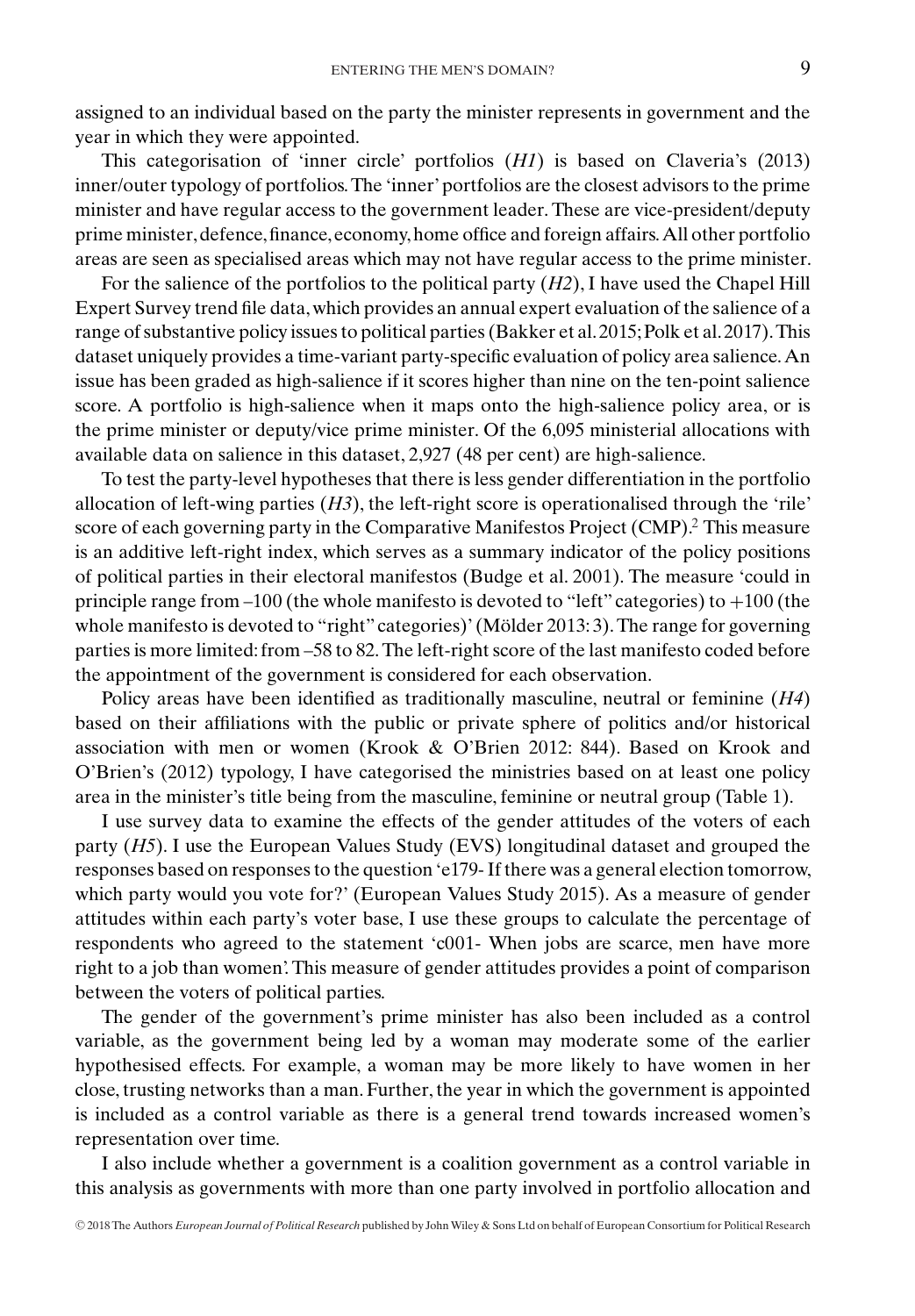assigned to an individual based on the party the minister represents in government and the year in which they were appointed.

This categorisation of 'inner circle' portfolios (*H1*) is based on Claveria's (2013) inner/outer typology of portfolios. The 'inner' portfolios are the closest advisors to the prime minister and have regular access to the government leader. These are vice-president/deputy prime minister, defence, finance, economy, home office and foreign affairs. All other portfolio areas are seen as specialised areas which may not have regular access to the prime minister.

For the salience of the portfolios to the political party (*H2*), I have used the Chapel Hill Expert Survey trend file data, which provides an annual expert evaluation of the salience of a range of substantive policy issues to political parties (Bakker et al. 2015; Polk et al. 2017). This dataset uniquely provides a time-variant party-specific evaluation of policy area salience. An issue has been graded as high-salience if it scores higher than nine on the ten-point salience score. A portfolio is high-salience when it maps onto the high-salience policy area, or is the prime minister or deputy/vice prime minister. Of the 6,095 ministerial allocations with available data on salience in this dataset, 2,927 (48 per cent) are high-salience.

To test the party-level hypotheses that there is less gender differentiation in the portfolio allocation of left-wing parties (*H3*), the left-right score is operationalised through the 'rile' score of each governing party in the Comparative Manifestos Project (CMP).[2] This measure is an additive left-right index, which serves as a summary indicator of the policy positions of political parties in their electoral manifestos (Budge et al. 2001). The measure 'could in principle range from –100 (the whole manifesto is devoted to "left" categories) to +100 (the whole manifesto is devoted to "right" categories)' (Mölder 2013: 3). The range for governing parties is more limited: from –58 to 82. The left-right score of the last manifesto coded before the appointment of the government is considered for each observation.

Policy areas have been identified as traditionally masculine, neutral or feminine (*H4*) based on their affiliations with the public or private sphere of politics and/or historical association with men or women (Krook & O'Brien 2012: 844). Based on Krook and O'Brien's (2012) typology, I have categorised the ministries based on at least one policy area in the minister's title being from the masculine, feminine or neutral group (Table 1).

I use survey data to examine the effects of the gender attitudes of the voters of each party (*H5*). I use the European Values Study (EVS) longitudinal dataset and grouped the responses based on responses to the question 'e179- If there was a general election tomorrow, which party would you vote for?' (European Values Study 2015). As a measure of gender attitudes within each party's voter base, I use these groups to calculate the percentage of respondents who agreed to the statement 'c001- When jobs are scarce, men have more right to a job than women'. This measure of gender attitudes provides a point of comparison between the voters of political parties.

The gender of the government's prime minister has also been included as a control variable, as the government being led by a woman may moderate some of the earlier hypothesised effects. For example, a woman may be more likely to have women in her close, trusting networks than a man. Further, the year in which the government is appointed is included as a control variable as there is a general trend towards increased women's representation over time.

I also include whether a government is a coalition government as a control variable in this analysis as governments with more than one party involved in portfolio allocation and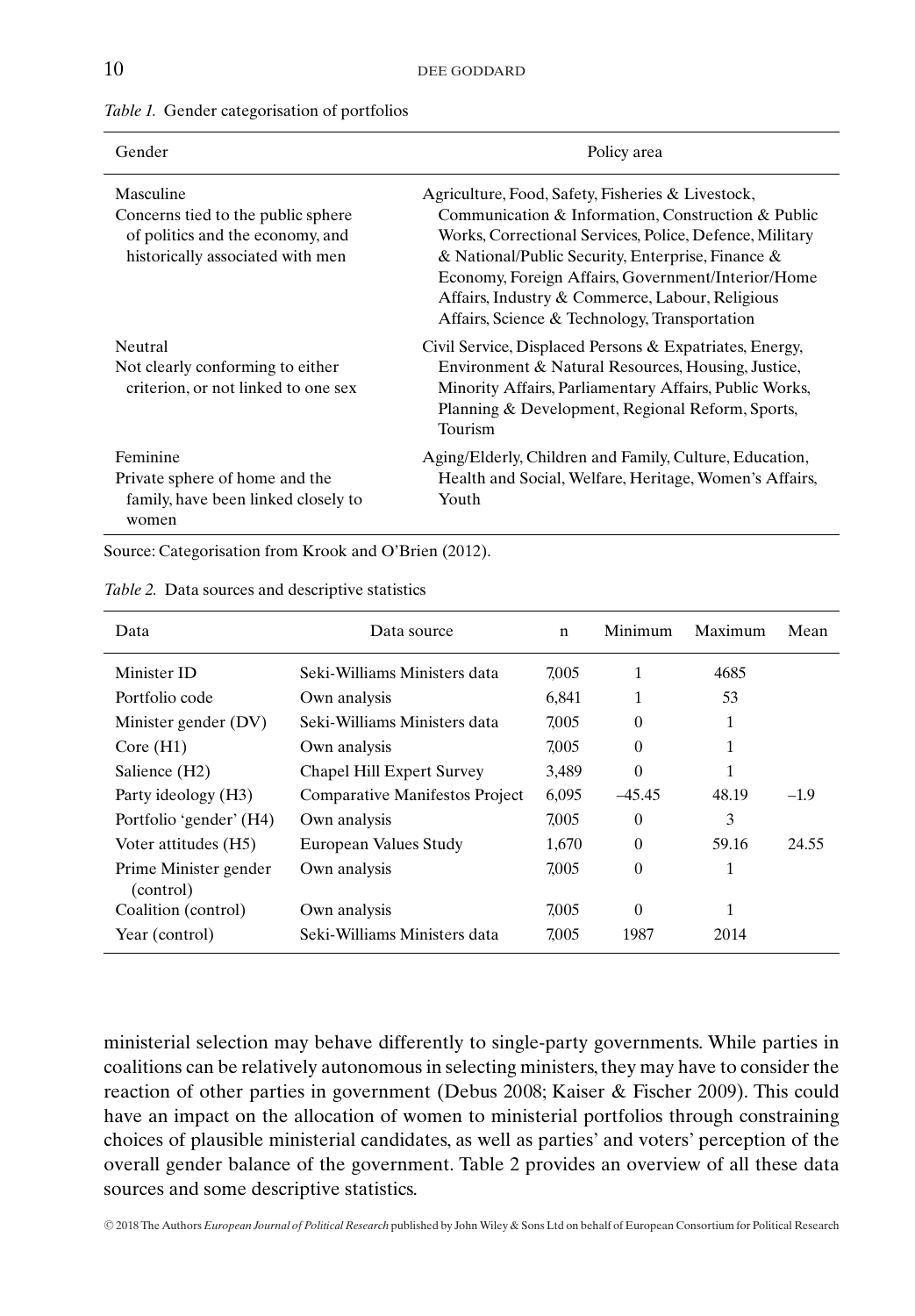*Table 1.* Gender categorisation of portfolios

| Gender | Policy area |
|---|---|
| Masculine<br>Concerns tied to the public sphere of politics and the economy, and historically associated with men | Agriculture, Food, Safety, Fisheries & Livestock, Communication & Information, Construction & Public Works, Correctional Services, Police, Defence, Military & National/Public Security, Enterprise, Finance & Economy, Foreign Affairs, Government/Interior/Home Affairs, Industry & Commerce, Labour, Religious Affairs, Science & Technology, Transportation |
| Neutral<br>Not clearly conforming to either criterion, or not linked to one sex | Civil Service, Displaced Persons & Expatriates, Energy, Environment & Natural Resources, Housing, Justice, Minority Affairs, Parliamentary Affairs, Public Works, Planning & Development, Regional Reform, Sports, Tourism |
| Feminine<br>Private sphere of home and the family, have been linked closely to women | Aging/Elderly, Children and Family, Culture, Education, Health and Social, Welfare, Heritage, Women's Affairs, Youth |

Source: Categorisation from Krook and O'Brien (2012).

*Table 2.* Data sources and descriptive statistics

| Data | Data source | n | Minimum | Maximum | Mean |
|---|---|---|---|---|---|
| Minister ID | Seki-Williams Ministers data | 7,005 | 1 | 4685 | |
| Portfolio code | Own analysis | 6,841 | 1 | 53 | |
| Minister gender (DV) | Seki-Williams Ministers data | 7,005 | 0 | 1 | |
| Core (H1) | Own analysis | 7,005 | 0 | 1 | |
| Salience (H2) | Chapel Hill Expert Survey | 3,489 | 0 | 1 | |
| Party ideology (H3) | Comparative Manifestos Project | 6,095 | –45.45 | 48.19 | –1.9 |
| Portfolio 'gender' (H4) | Own analysis | 7,005 | 0 | 3 | |
| Voter attitudes (H5) | European Values Study | 1,670 | 0 | 59.16 | 24.55 |
| Prime Minister gender (control) | Own analysis | 7,005 | 0 | 1 | |
| Coalition (control) | Own analysis | 7,005 | 0 | 1 | |
| Year (control) | Seki-Williams Ministers data | 7,005 | 1987 | 2014 | |

ministerial selection may behave differently to single-party governments. While parties in coalitions can be relatively autonomous in selecting ministers, they may have to consider the reaction of other parties in government (Debus 2008; Kaiser & Fischer 2009). This could have an impact on the allocation of women to ministerial portfolios through constraining choices of plausible ministerial candidates, as well as parties' and voters' perception of the overall gender balance of the government. Table 2 provides an overview of all these data sources and some descriptive statistics.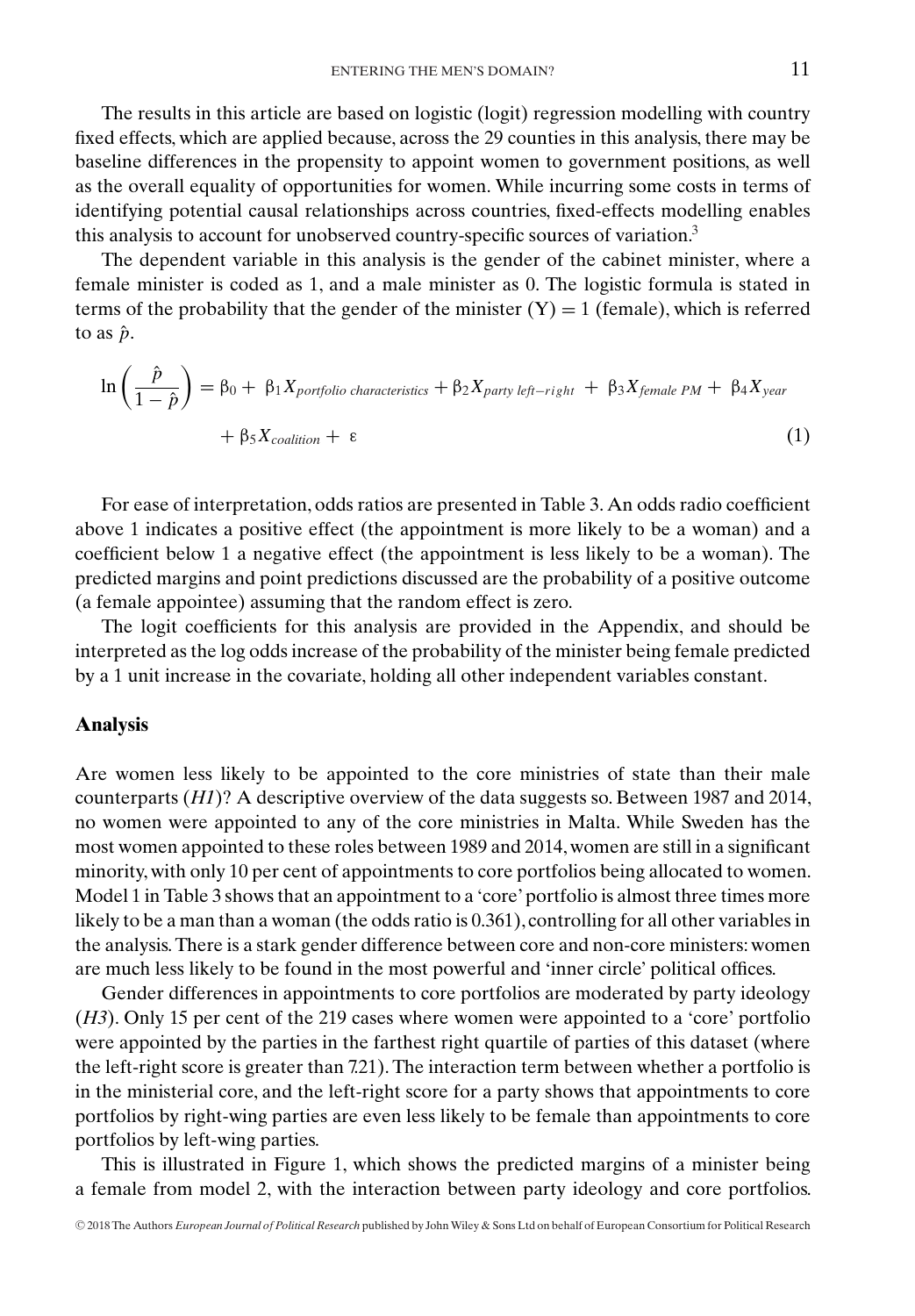The results in this article are based on logistic (logit) regression modelling with country fixed effects, which are applied because, across the 29 counties in this analysis, there may be baseline differences in the propensity to appoint women to government positions, as well as the overall equality of opportunities for women. While incurring some costs in terms of identifying potential causal relationships across countries, fixed-effects modelling enables this analysis to account for unobserved country-specific sources of variation.[3]

The dependent variable in this analysis is the gender of the cabinet minister, where a female minister is coded as 1, and a male minister as 0. The logistic formula is stated in terms of the probability that the gender of the minister (Y) = 1 (female), which is referred to as $\hat{p}$.

$$\ln\left(\frac{\hat{p}}{1-\hat{p}}\right) = \beta_0 + \beta_1 X_{portfolio\ characteristics} + \beta_2 X_{party\ left-right} + \beta_3 X_{female\ PM} + \beta_4 X_{year} + \beta_5 X_{coalition} + \varepsilon \quad (1)$$

For ease of interpretation, odds ratios are presented in Table 3. An odds radio coefficient above 1 indicates a positive effect (the appointment is more likely to be a woman) and a coefficient below 1 a negative effect (the appointment is less likely to be a woman). The predicted margins and point predictions discussed are the probability of a positive outcome (a female appointee) assuming that the random effect is zero.

The logit coefficients for this analysis are provided in the Appendix, and should be interpreted as the log odds increase of the probability of the minister being female predicted by a 1 unit increase in the covariate, holding all other independent variables constant.

## Analysis

Are women less likely to be appointed to the core ministries of state than their male counterparts (*H1*)? A descriptive overview of the data suggests so. Between 1987 and 2014, no women were appointed to any of the core ministries in Malta. While Sweden has the most women appointed to these roles between 1989 and 2014, women are still in a significant minority, with only 10 per cent of appointments to core portfolios being allocated to women. Model 1 in Table 3 shows that an appointment to a 'core' portfolio is almost three times more likely to be a man than a woman (the odds ratio is 0.361), controlling for all other variables in the analysis. There is a stark gender difference between core and non-core ministers: women are much less likely to be found in the most powerful and 'inner circle' political offices.

Gender differences in appointments to core portfolios are moderated by party ideology (*H3*). Only 15 per cent of the 219 cases where women were appointed to a 'core' portfolio were appointed by the parties in the farthest right quartile of parties of this dataset (where the left-right score is greater than 7.21). The interaction term between whether a portfolio is in the ministerial core, and the left-right score for a party shows that appointments to core portfolios by right-wing parties are even less likely to be female than appointments to core portfolios by left-wing parties.

This is illustrated in Figure 1, which shows the predicted margins of a minister being a female from model 2, with the interaction between party ideology and core portfolios.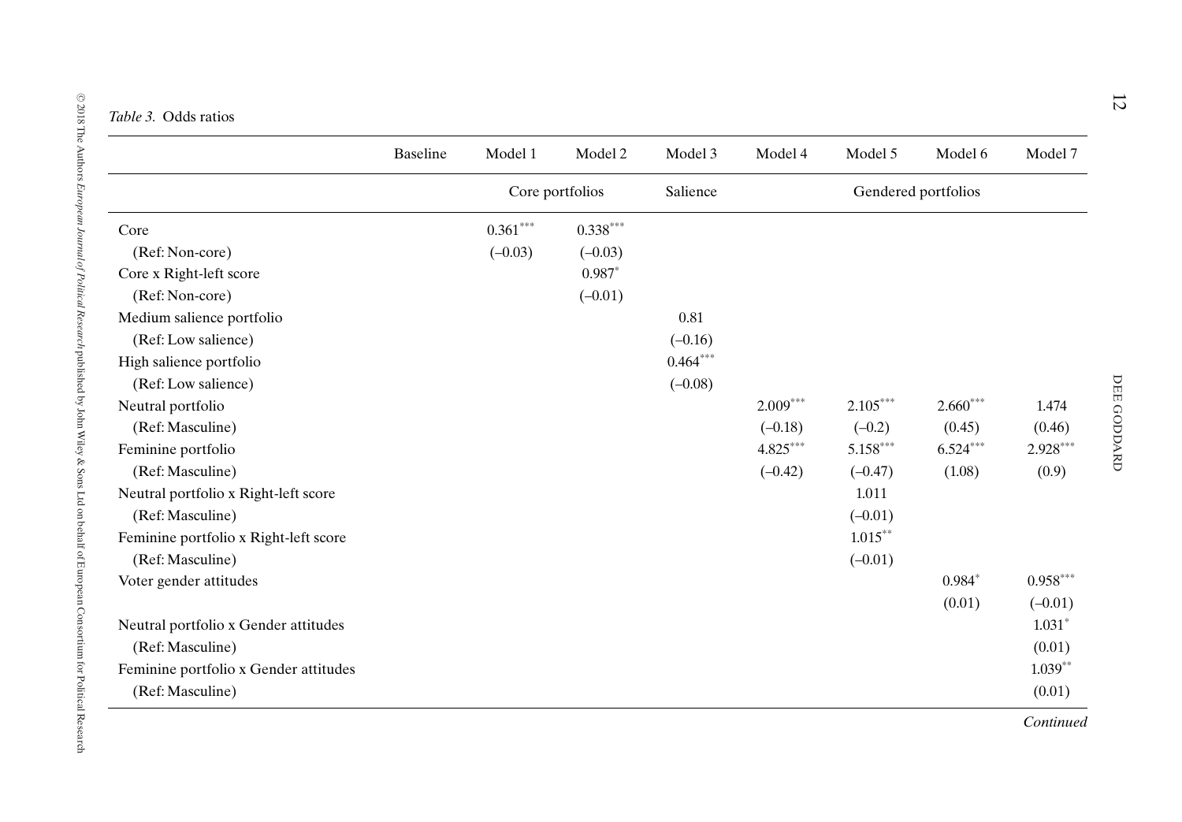*Table 3.* Odds ratios

| | Baseline | Model 1 | Model 2 | Model 3 | Model 4 | Model 5 | Model 6 | Model 7 |
|---|---|---|---|---|---|---|---|---|
| | | Core portfolios | | Salience | Gendered portfolios | | | |
| Core | | 0.361*** | 0.338*** | | | | | |
| (Ref: Non-core) | | (–0.03) | (–0.03) | | | | | |
| Core x Right-left score | | | 0.987* | | | | | |
| (Ref: Non-core) | | | (–0.01) | | | | | |
| Medium salience portfolio | | | | 0.81 | | | | |
| (Ref: Low salience) | | | | (–0.16) | | | | |
| High salience portfolio | | | | 0.464*** | | | | |
| (Ref: Low salience) | | | | (–0.08) | | | | |
| Neutral portfolio | | | | | 2.009*** | 2.105*** | 2.660*** | 1.474 |
| (Ref: Masculine) | | | | | (–0.18) | (–0.2) | (0.45) | (0.46) |
| Feminine portfolio | | | | | 4.825*** | 5.158*** | 6.524*** | 2.928*** |
| (Ref: Masculine) | | | | | (–0.42) | (–0.47) | (1.08) | (0.9) |
| Neutral portfolio x Right-left score | | | | | | 1.011 | | |
| (Ref: Masculine) | | | | | | (–0.01) | | |
| Feminine portfolio x Right-left score | | | | | | 1.015** | | |
| (Ref: Masculine) | | | | | | (–0.01) | | |
| Voter gender attitudes | | | | | | | 0.984* | 0.958*** |
| | | | | | | | (0.01) | (–0.01) |
| Neutral portfolio x Gender attitudes | | | | | | | | 1.031* |
| (Ref: Masculine) | | | | | | | | (0.01) |
| Feminine portfolio x Gender attitudes | | | | | | | | 1.039** |
| (Ref: Masculine) | | | | | | | | (0.01) |

*Continued*

© 2018 The Authors *European Journal of Political Research* published by John Wiley & Sons Ltd on behalf of European Consortium for Political Research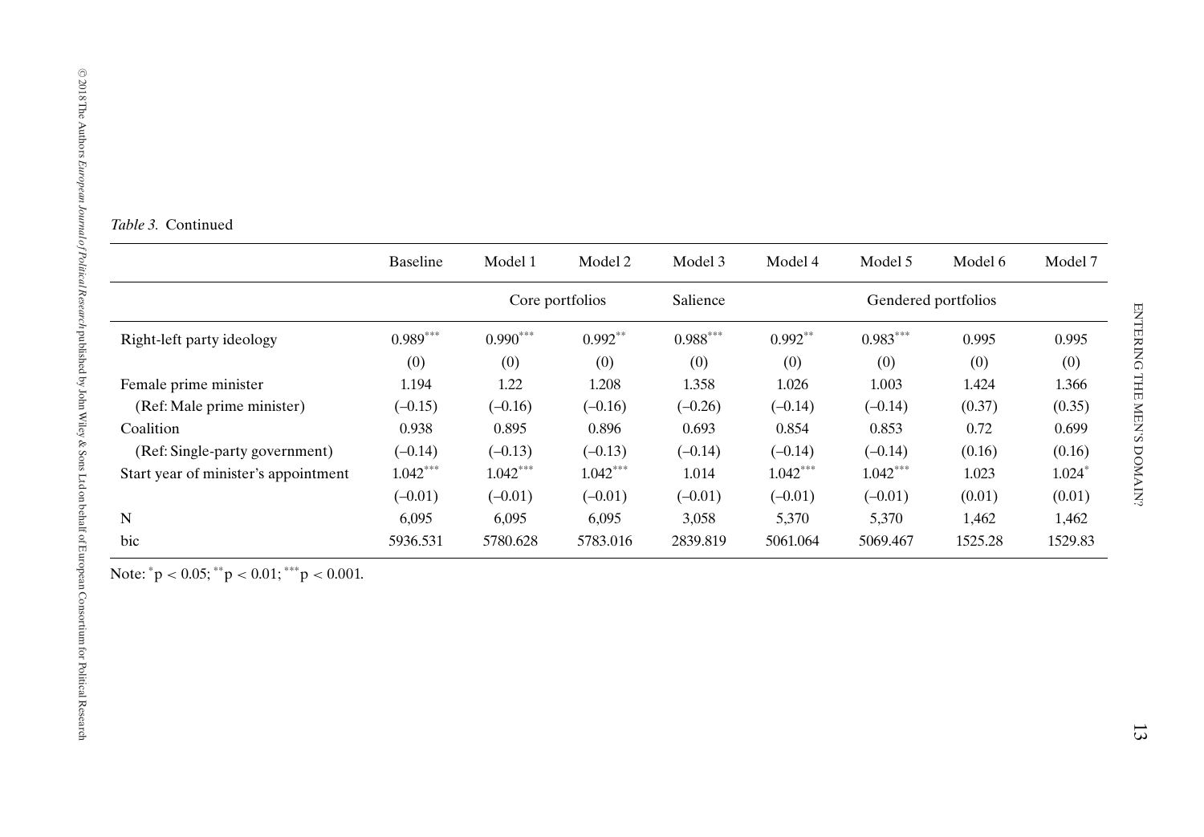*Table 3.* Continued

| | Baseline | Model 1 | Model 2 | Model 3 | Model 4 | Model 5 | Model 6 | Model 7 |
|---|---|---|---|---|---|---|---|---|
| | | Core portfolios | | Salience | Gendered portfolios | | | |
| Right-left party ideology | $0.989^{***}$ | $0.990^{***}$ | $0.992^{**}$ | $0.988^{***}$ | $0.992^{**}$ | $0.983^{***}$ | 0.995 | 0.995 |
| | (0) | (0) | (0) | (0) | (0) | (0) | (0) | (0) |
| Female prime minister | 1.194 | 1.22 | 1.208 | 1.358 | 1.026 | 1.003 | 1.424 | 1.366 |
| (Ref: Male prime minister) | (–0.15) | (–0.16) | (–0.16) | (–0.26) | (–0.14) | (–0.14) | (0.37) | (0.35) |
| Coalition | 0.938 | 0.895 | 0.896 | 0.693 | 0.854 | 0.853 | 0.72 | 0.699 |
| (Ref: Single-party government) | (–0.14) | (–0.13) | (–0.13) | (–0.14) | (–0.14) | (–0.14) | (0.16) | (0.16) |
| Start year of minister's appointment | $1.042^{***}$ | $1.042^{***}$ | $1.042^{***}$ | 1.014 | $1.042^{***}$ | $1.042^{***}$ | 1.023 | $1.024^{*}$ |
| | (–0.01) | (–0.01) | (–0.01) | (–0.01) | (–0.01) | (–0.01) | (0.01) | (0.01) |
| N | 6,095 | 6,095 | 6,095 | 3,058 | 5,370 | 5,370 | 1,462 | 1,462 |
| bic | 5936.531 | 5780.628 | 5783.016 | 2839.819 | 5061.064 | 5069.467 | 1525.28 | 1529.83 |

Note: $^{*}p < 0.05$; $^{**}p < 0.01$; $^{***}p < 0.001$.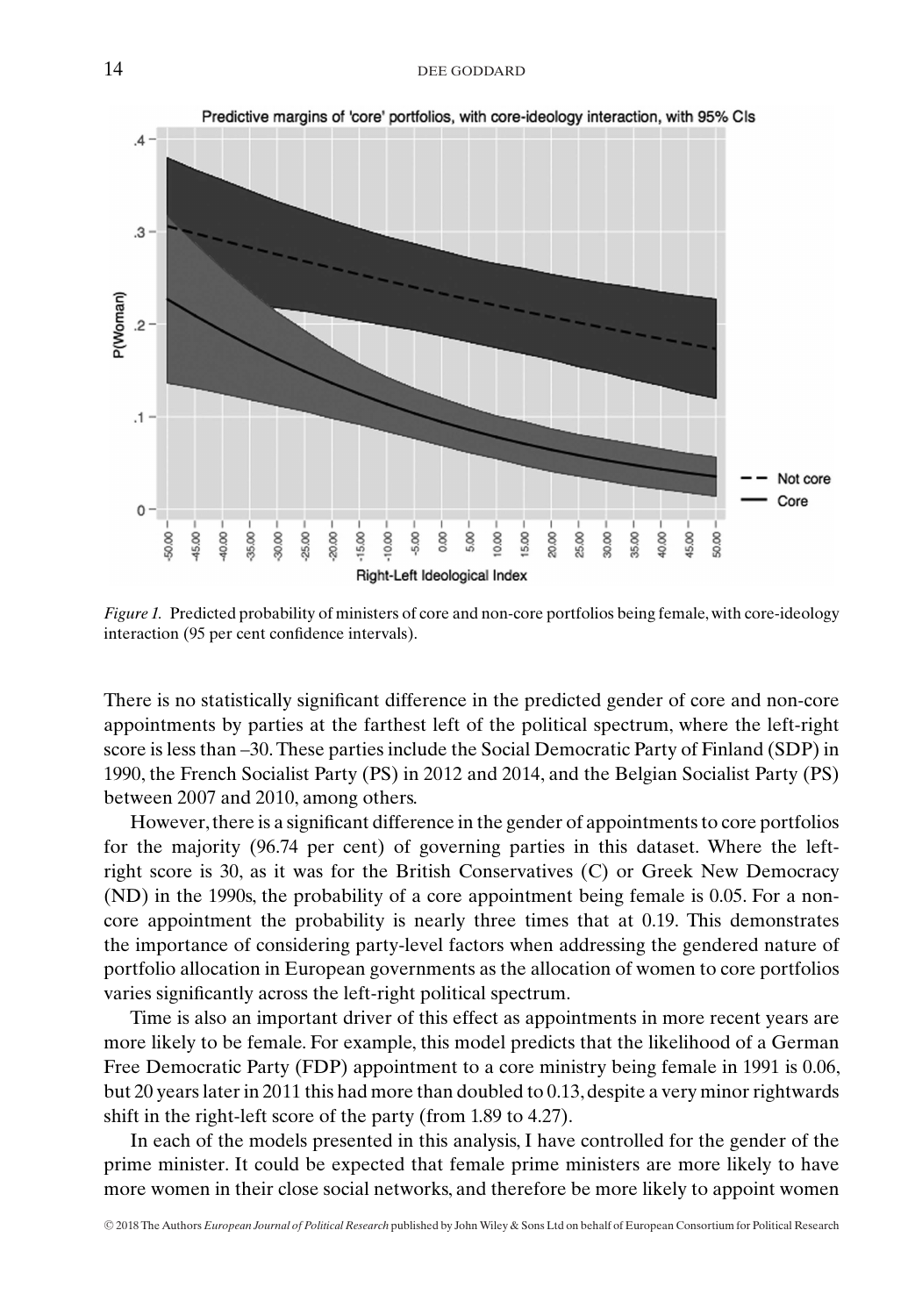*Figure 1.* Predicted probability of ministers of core and non-core portfolios being female, with core-ideology interaction (95 per cent confidence intervals).

There is no statistically significant difference in the predicted gender of core and non-core appointments by parties at the farthest left of the political spectrum, where the left-right score is less than –30. These parties include the Social Democratic Party of Finland (SDP) in 1990, the French Socialist Party (PS) in 2012 and 2014, and the Belgian Socialist Party (PS) between 2007 and 2010, among others.

However, there is a significant difference in the gender of appointments to core portfolios for the majority (96.74 per cent) of governing parties in this dataset. Where the left-right score is 30, as it was for the British Conservatives (C) or Greek New Democracy (ND) in the 1990s, the probability of a core appointment being female is 0.05. For a non-core appointment the probability is nearly three times that at 0.19. This demonstrates the importance of considering party-level factors when addressing the gendered nature of portfolio allocation in European governments as the allocation of women to core portfolios varies significantly across the left-right political spectrum.

Time is also an important driver of this effect as appointments in more recent years are more likely to be female. For example, this model predicts that the likelihood of a German Free Democratic Party (FDP) appointment to a core ministry being female in 1991 is 0.06, but 20 years later in 2011 this had more than doubled to 0.13, despite a very minor rightwards shift in the right-left score of the party (from 1.89 to 4.27).

In each of the models presented in this analysis, I have controlled for the gender of the prime minister. It could be expected that female prime ministers are more likely to have more women in their close social networks, and therefore be more likely to appoint women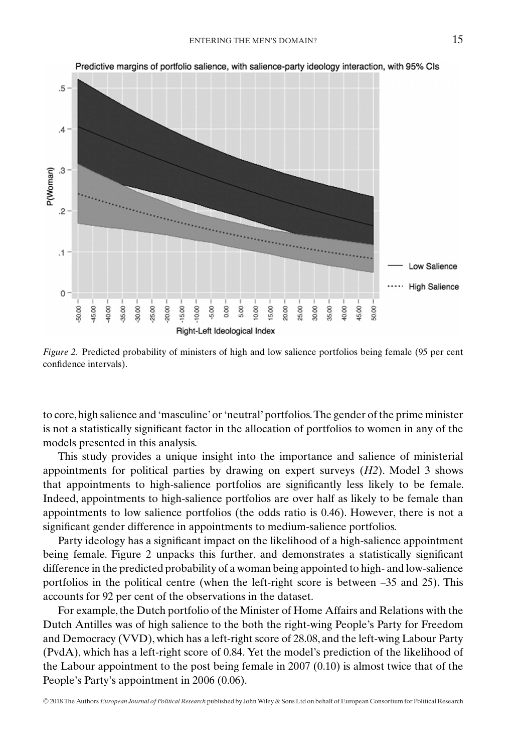*Figure 2.* Predicted probability of ministers of high and low salience portfolios being female (95 per cent confidence intervals).

to core, high salience and 'masculine' or 'neutral' portfolios. The gender of the prime minister is not a statistically significant factor in the allocation of portfolios to women in any of the models presented in this analysis.

This study provides a unique insight into the importance and salience of ministerial appointments for political parties by drawing on expert surveys (*H2*). Model 3 shows that appointments to high-salience portfolios are significantly less likely to be female. Indeed, appointments to high-salience portfolios are over half as likely to be female than appointments to low salience portfolios (the odds ratio is 0.46). However, there is not a significant gender difference in appointments to medium-salience portfolios.

Party ideology has a significant impact on the likelihood of a high-salience appointment being female. Figure 2 unpacks this further, and demonstrates a statistically significant difference in the predicted probability of a woman being appointed to high- and low-salience portfolios in the political centre (when the left-right score is between –35 and 25). This accounts for 92 per cent of the observations in the dataset.

For example, the Dutch portfolio of the Minister of Home Affairs and Relations with the Dutch Antilles was of high salience to the both the right-wing People's Party for Freedom and Democracy (VVD), which has a left-right score of 28.08, and the left-wing Labour Party (PvdA), which has a left-right score of 0.84. Yet the model's prediction of the likelihood of the Labour appointment to the post being female in 2007 (0.10) is almost twice that of the People's Party's appointment in 2006 (0.06).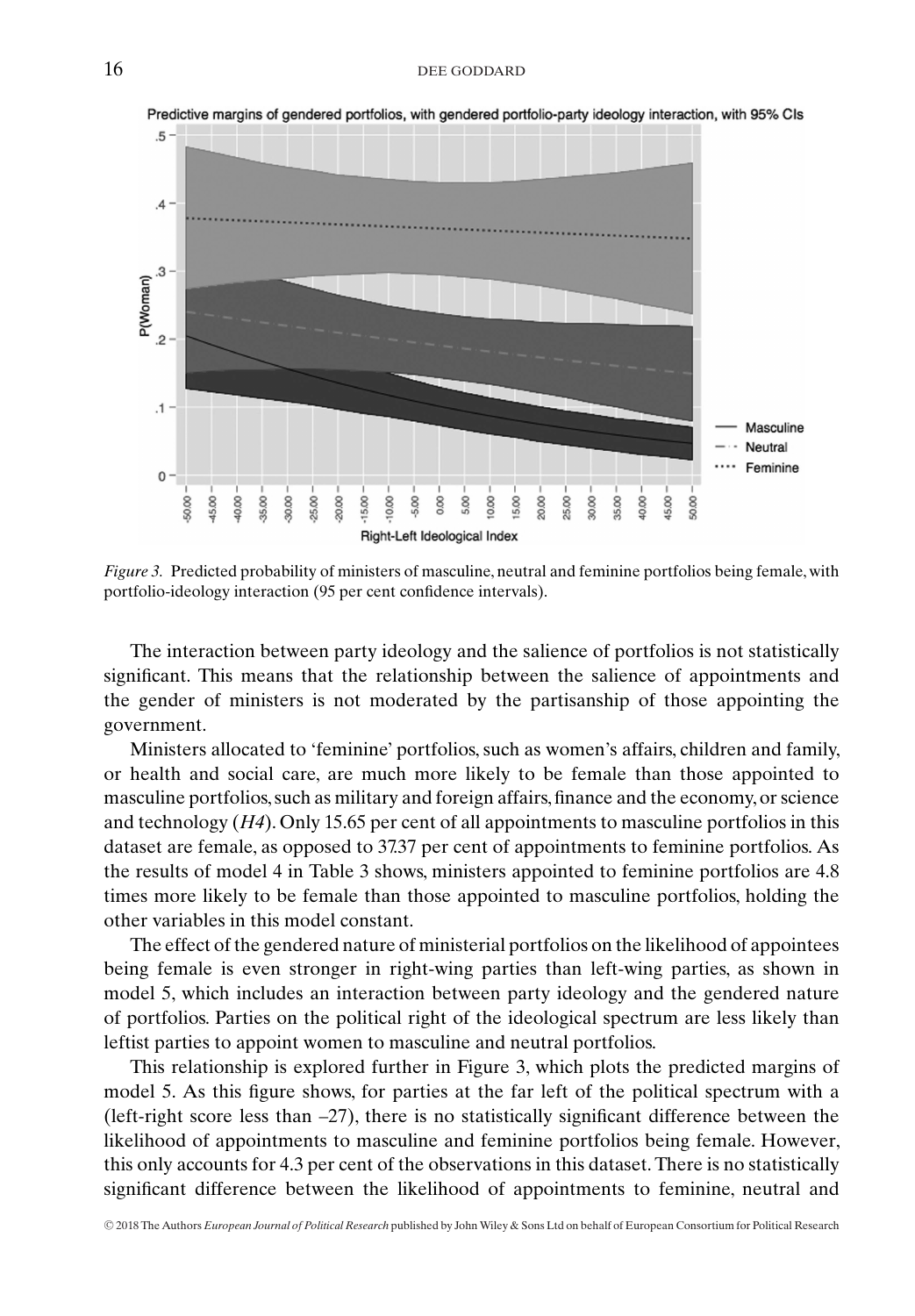*Figure 3.* Predicted probability of ministers of masculine, neutral and feminine portfolios being female, with portfolio-ideology interaction (95 per cent confidence intervals).

The interaction between party ideology and the salience of portfolios is not statistically significant. This means that the relationship between the salience of appointments and the gender of ministers is not moderated by the partisanship of those appointing the government.

Ministers allocated to 'feminine' portfolios, such as women's affairs, children and family, or health and social care, are much more likely to be female than those appointed to masculine portfolios, such as military and foreign affairs, finance and the economy, or science and technology (*H4*). Only 15.65 per cent of all appointments to masculine portfolios in this dataset are female, as opposed to 37.37 per cent of appointments to feminine portfolios. As the results of model 4 in Table 3 shows, ministers appointed to feminine portfolios are 4.8 times more likely to be female than those appointed to masculine portfolios, holding the other variables in this model constant.

The effect of the gendered nature of ministerial portfolios on the likelihood of appointees being female is even stronger in right-wing parties than left-wing parties, as shown in model 5, which includes an interaction between party ideology and the gendered nature of portfolios. Parties on the political right of the ideological spectrum are less likely than leftist parties to appoint women to masculine and neutral portfolios.

This relationship is explored further in Figure 3, which plots the predicted margins of model 5. As this figure shows, for parties at the far left of the political spectrum with a (left-right score less than –27), there is no statistically significant difference between the likelihood of appointments to masculine and feminine portfolios being female. However, this only accounts for 4.3 per cent of the observations in this dataset. There is no statistically significant difference between the likelihood of appointments to feminine, neutral and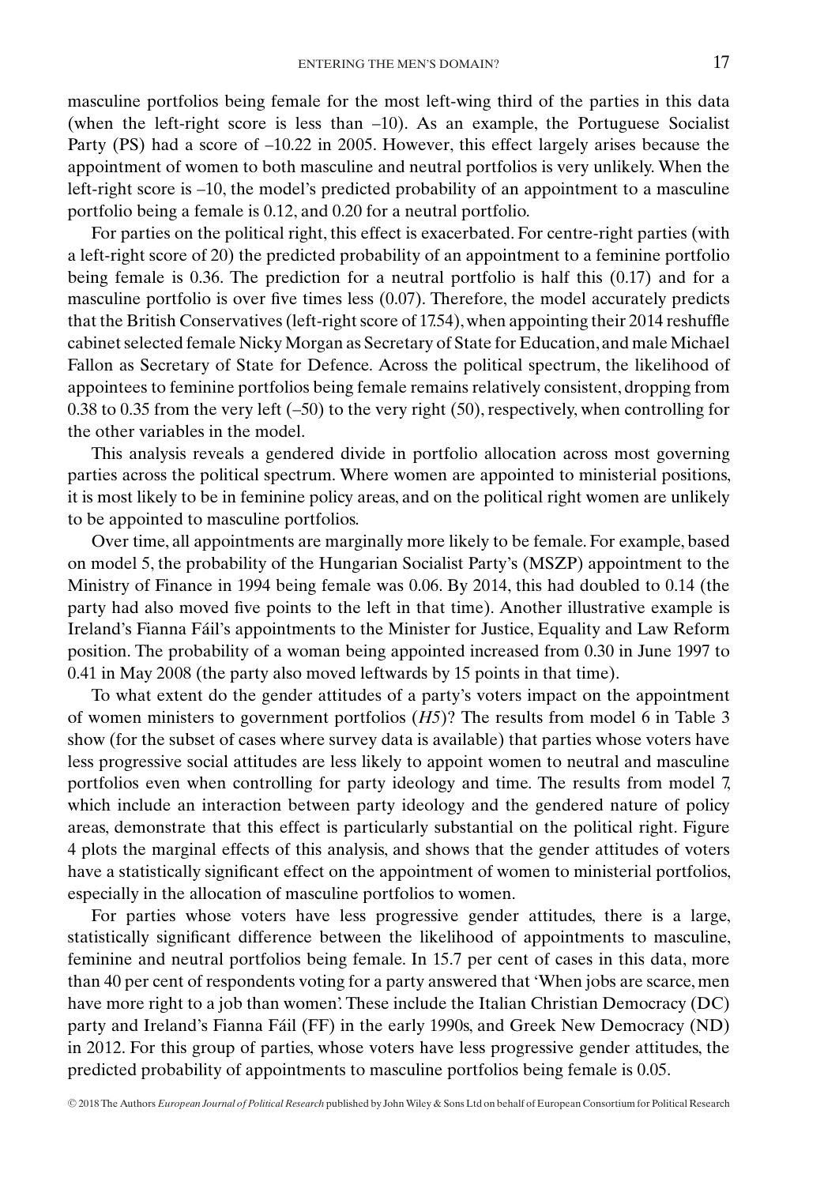masculine portfolios being female for the most left-wing third of the parties in this data (when the left-right score is less than –10). As an example, the Portuguese Socialist Party (PS) had a score of –10.22 in 2005. However, this effect largely arises because the appointment of women to both masculine and neutral portfolios is very unlikely. When the left-right score is –10, the model's predicted probability of an appointment to a masculine portfolio being a female is 0.12, and 0.20 for a neutral portfolio.

For parties on the political right, this effect is exacerbated. For centre-right parties (with a left-right score of 20) the predicted probability of an appointment to a feminine portfolio being female is 0.36. The prediction for a neutral portfolio is half this (0.17) and for a masculine portfolio is over five times less (0.07). Therefore, the model accurately predicts that the British Conservatives (left-right score of 17.54), when appointing their 2014 reshuffle cabinet selected female Nicky Morgan as Secretary of State for Education, and male Michael Fallon as Secretary of State for Defence. Across the political spectrum, the likelihood of appointees to feminine portfolios being female remains relatively consistent, dropping from 0.38 to 0.35 from the very left (–50) to the very right (50), respectively, when controlling for the other variables in the model.

This analysis reveals a gendered divide in portfolio allocation across most governing parties across the political spectrum. Where women are appointed to ministerial positions, it is most likely to be in feminine policy areas, and on the political right women are unlikely to be appointed to masculine portfolios.

Over time, all appointments are marginally more likely to be female. For example, based on model 5, the probability of the Hungarian Socialist Party's (MSZP) appointment to the Ministry of Finance in 1994 being female was 0.06. By 2014, this had doubled to 0.14 (the party had also moved five points to the left in that time). Another illustrative example is Ireland's Fianna Fáil's appointments to the Minister for Justice, Equality and Law Reform position. The probability of a woman being appointed increased from 0.30 in June 1997 to 0.41 in May 2008 (the party also moved leftwards by 15 points in that time).

To what extent do the gender attitudes of a party's voters impact on the appointment of women ministers to government portfolios (*H5*)? The results from model 6 in Table 3 show (for the subset of cases where survey data is available) that parties whose voters have less progressive social attitudes are less likely to appoint women to neutral and masculine portfolios even when controlling for party ideology and time. The results from model 7, which include an interaction between party ideology and the gendered nature of policy areas, demonstrate that this effect is particularly substantial on the political right. Figure 4 plots the marginal effects of this analysis, and shows that the gender attitudes of voters have a statistically significant effect on the appointment of women to ministerial portfolios, especially in the allocation of masculine portfolios to women.

For parties whose voters have less progressive gender attitudes, there is a large, statistically significant difference between the likelihood of appointments to masculine, feminine and neutral portfolios being female. In 15.7 per cent of cases in this data, more than 40 per cent of respondents voting for a party answered that 'When jobs are scarce, men have more right to a job than women'. These include the Italian Christian Democracy (DC) party and Ireland's Fianna Fáil (FF) in the early 1990s, and Greek New Democracy (ND) in 2012. For this group of parties, whose voters have less progressive gender attitudes, the predicted probability of appointments to masculine portfolios being female is 0.05.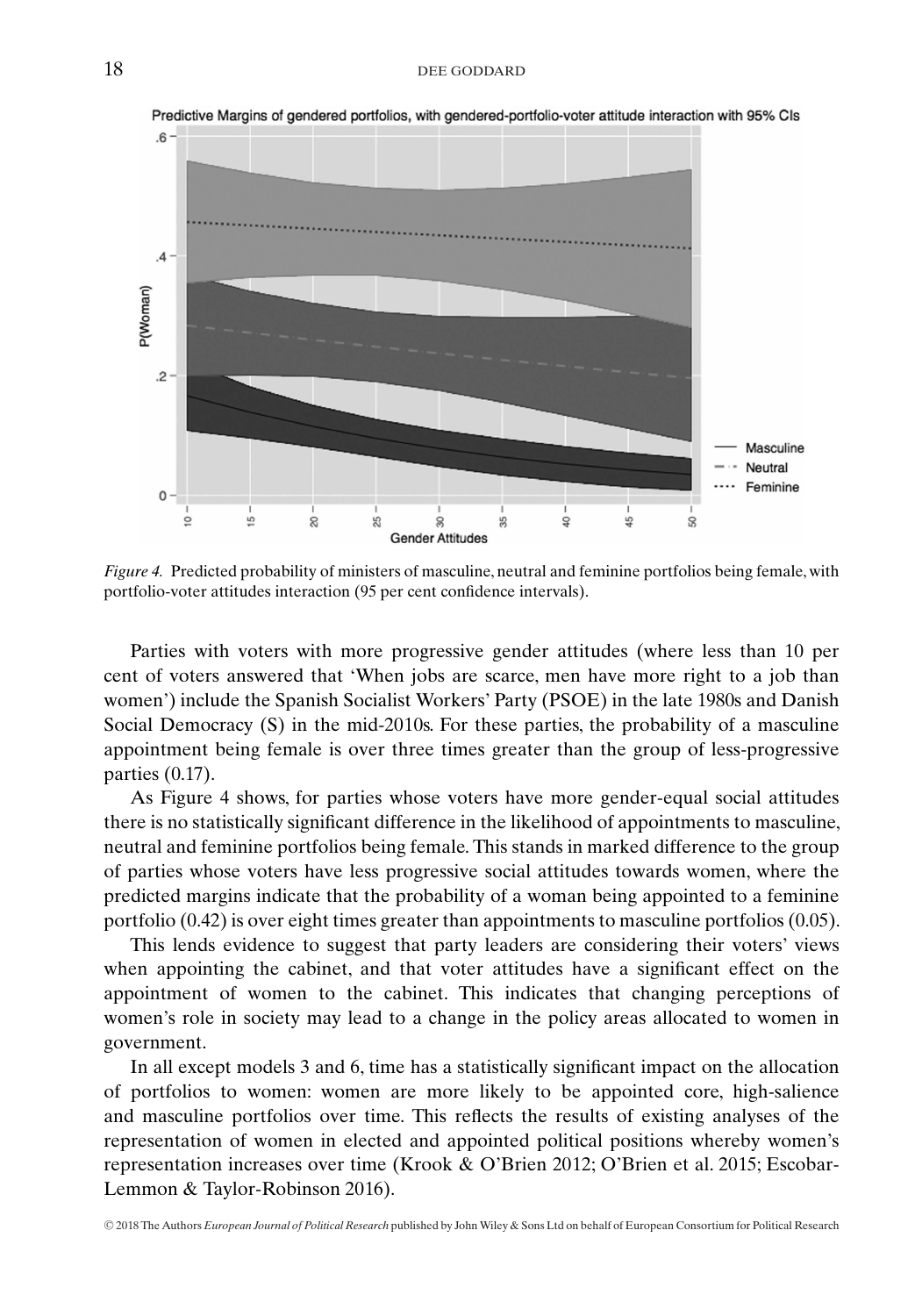*Figure 4.* Predicted probability of ministers of masculine, neutral and feminine portfolios being female, with portfolio-voter attitudes interaction (95 per cent confidence intervals).

Parties with voters with more progressive gender attitudes (where less than 10 per cent of voters answered that 'When jobs are scarce, men have more right to a job than women') include the Spanish Socialist Workers' Party (PSOE) in the late 1980s and Danish Social Democracy (S) in the mid-2010s. For these parties, the probability of a masculine appointment being female is over three times greater than the group of less-progressive parties (0.17).

As Figure 4 shows, for parties whose voters have more gender-equal social attitudes there is no statistically significant difference in the likelihood of appointments to masculine, neutral and feminine portfolios being female. This stands in marked difference to the group of parties whose voters have less progressive social attitudes towards women, where the predicted margins indicate that the probability of a woman being appointed to a feminine portfolio (0.42) is over eight times greater than appointments to masculine portfolios (0.05).

This lends evidence to suggest that party leaders are considering their voters' views when appointing the cabinet, and that voter attitudes have a significant effect on the appointment of women to the cabinet. This indicates that changing perceptions of women's role in society may lead to a change in the policy areas allocated to women in government.

In all except models 3 and 6, time has a statistically significant impact on the allocation of portfolios to women: women are more likely to be appointed core, high-salience and masculine portfolios over time. This reflects the results of existing analyses of the representation of women in elected and appointed political positions whereby women's representation increases over time (Krook & O'Brien 2012; O'Brien et al. 2015; Escobar-Lemmon & Taylor-Robinson 2016).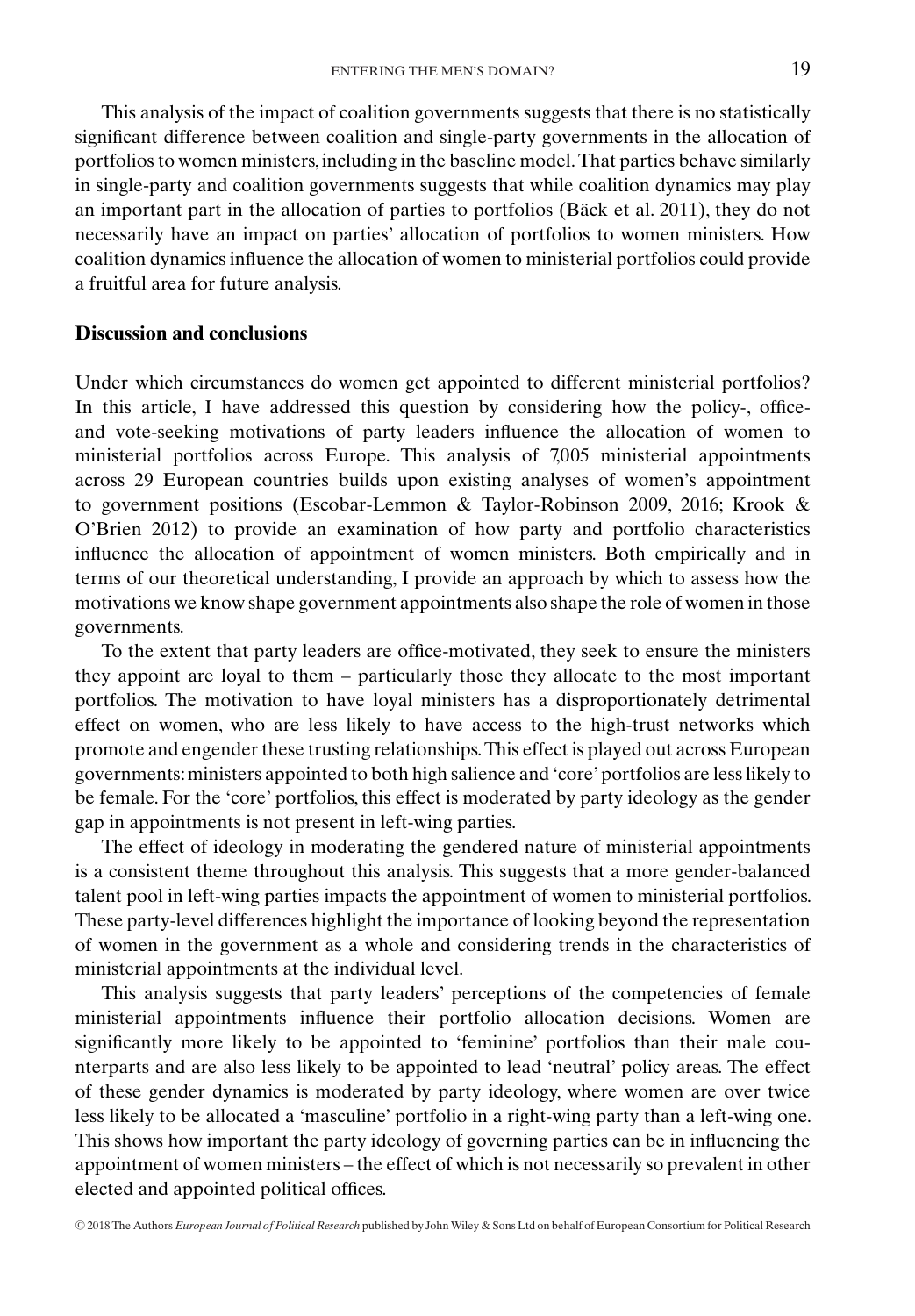This analysis of the impact of coalition governments suggests that there is no statistically significant difference between coalition and single-party governments in the allocation of portfolios to women ministers, including in the baseline model. That parties behave similarly in single-party and coalition governments suggests that while coalition dynamics may play an important part in the allocation of parties to portfolios (Bäck et al. 2011), they do not necessarily have an impact on parties' allocation of portfolios to women ministers. How coalition dynamics influence the allocation of women to ministerial portfolios could provide a fruitful area for future analysis.

## Discussion and conclusions

Under which circumstances do women get appointed to different ministerial portfolios? In this article, I have addressed this question by considering how the policy-, office- and vote-seeking motivations of party leaders influence the allocation of women to ministerial portfolios across Europe. This analysis of 7,005 ministerial appointments across 29 European countries builds upon existing analyses of women's appointment to government positions (Escobar-Lemmon & Taylor-Robinson 2009, 2016; Krook & O'Brien 2012) to provide an examination of how party and portfolio characteristics influence the allocation of appointment of women ministers. Both empirically and in terms of our theoretical understanding, I provide an approach by which to assess how the motivations we know shape government appointments also shape the role of women in those governments.

To the extent that party leaders are office-motivated, they seek to ensure the ministers they appoint are loyal to them – particularly those they allocate to the most important portfolios. The motivation to have loyal ministers has a disproportionately detrimental effect on women, who are less likely to have access to the high-trust networks which promote and engender these trusting relationships. This effect is played out across European governments: ministers appointed to both high salience and 'core' portfolios are less likely to be female. For the 'core' portfolios, this effect is moderated by party ideology as the gender gap in appointments is not present in left-wing parties.

The effect of ideology in moderating the gendered nature of ministerial appointments is a consistent theme throughout this analysis. This suggests that a more gender-balanced talent pool in left-wing parties impacts the appointment of women to ministerial portfolios. These party-level differences highlight the importance of looking beyond the representation of women in the government as a whole and considering trends in the characteristics of ministerial appointments at the individual level.

This analysis suggests that party leaders' perceptions of the competencies of female ministerial appointments influence their portfolio allocation decisions. Women are significantly more likely to be appointed to 'feminine' portfolios than their male counterparts and are also less likely to be appointed to lead 'neutral' policy areas. The effect of these gender dynamics is moderated by party ideology, where women are over twice less likely to be allocated a 'masculine' portfolio in a right-wing party than a left-wing one. This shows how important the party ideology of governing parties can be in influencing the appointment of women ministers – the effect of which is not necessarily so prevalent in other elected and appointed political offices.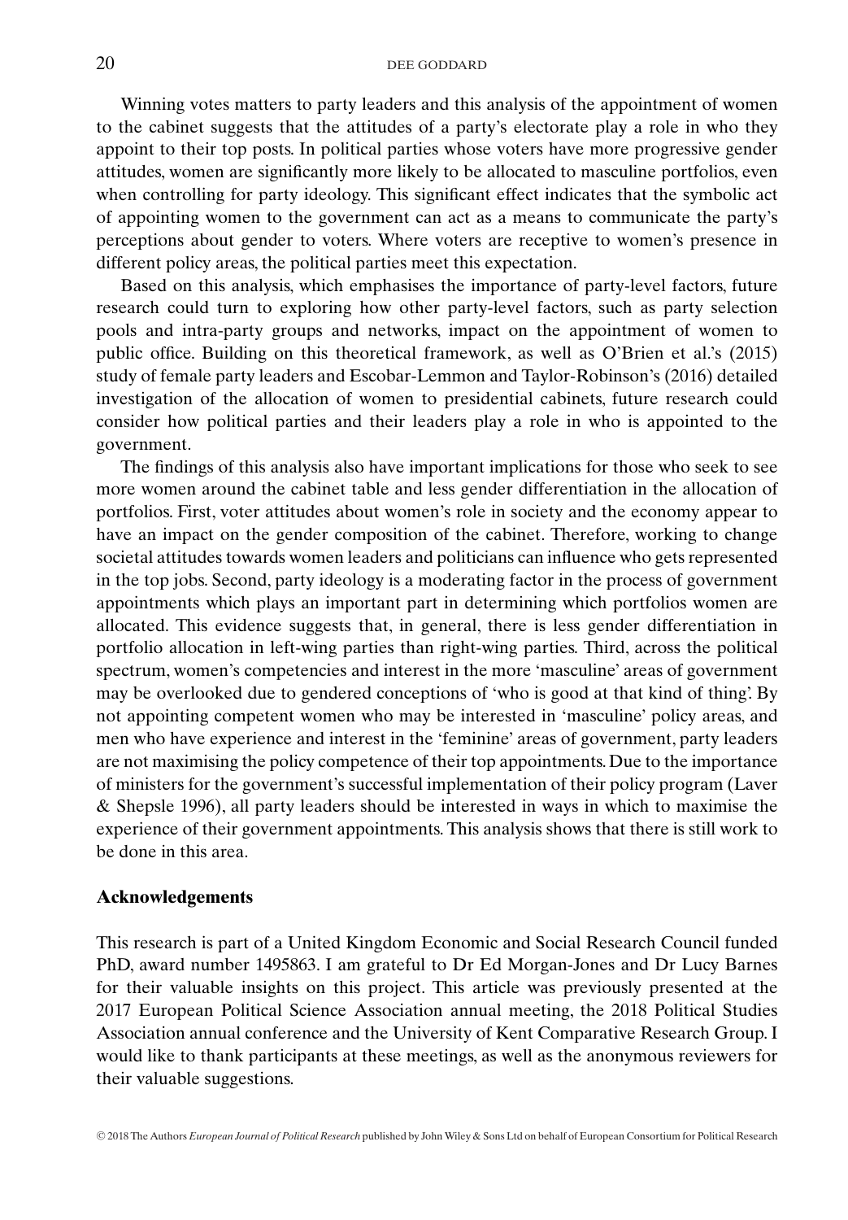Winning votes matters to party leaders and this analysis of the appointment of women to the cabinet suggests that the attitudes of a party's electorate play a role in who they appoint to their top posts. In political parties whose voters have more progressive gender attitudes, women are significantly more likely to be allocated to masculine portfolios, even when controlling for party ideology. This significant effect indicates that the symbolic act of appointing women to the government can act as a means to communicate the party's perceptions about gender to voters. Where voters are receptive to women's presence in different policy areas, the political parties meet this expectation.

Based on this analysis, which emphasises the importance of party-level factors, future research could turn to exploring how other party-level factors, such as party selection pools and intra-party groups and networks, impact on the appointment of women to public office. Building on this theoretical framework, as well as O'Brien et al.'s (2015) study of female party leaders and Escobar-Lemmon and Taylor-Robinson's (2016) detailed investigation of the allocation of women to presidential cabinets, future research could consider how political parties and their leaders play a role in who is appointed to the government.

The findings of this analysis also have important implications for those who seek to see more women around the cabinet table and less gender differentiation in the allocation of portfolios. First, voter attitudes about women's role in society and the economy appear to have an impact on the gender composition of the cabinet. Therefore, working to change societal attitudes towards women leaders and politicians can influence who gets represented in the top jobs. Second, party ideology is a moderating factor in the process of government appointments which plays an important part in determining which portfolios women are allocated. This evidence suggests that, in general, there is less gender differentiation in portfolio allocation in left-wing parties than right-wing parties. Third, across the political spectrum, women's competencies and interest in the more 'masculine' areas of government may be overlooked due to gendered conceptions of 'who is good at that kind of thing'. By not appointing competent women who may be interested in 'masculine' policy areas, and men who have experience and interest in the 'feminine' areas of government, party leaders are not maximising the policy competence of their top appointments. Due to the importance of ministers for the government's successful implementation of their policy program (Laver & Shepsle 1996), all party leaders should be interested in ways in which to maximise the experience of their government appointments. This analysis shows that there is still work to be done in this area.

## Acknowledgements

This research is part of a United Kingdom Economic and Social Research Council funded PhD, award number 1495863. I am grateful to Dr Ed Morgan-Jones and Dr Lucy Barnes for their valuable insights on this project. This article was previously presented at the 2017 European Political Science Association annual meeting, the 2018 Political Studies Association annual conference and the University of Kent Comparative Research Group. I would like to thank participants at these meetings, as well as the anonymous reviewers for their valuable suggestions.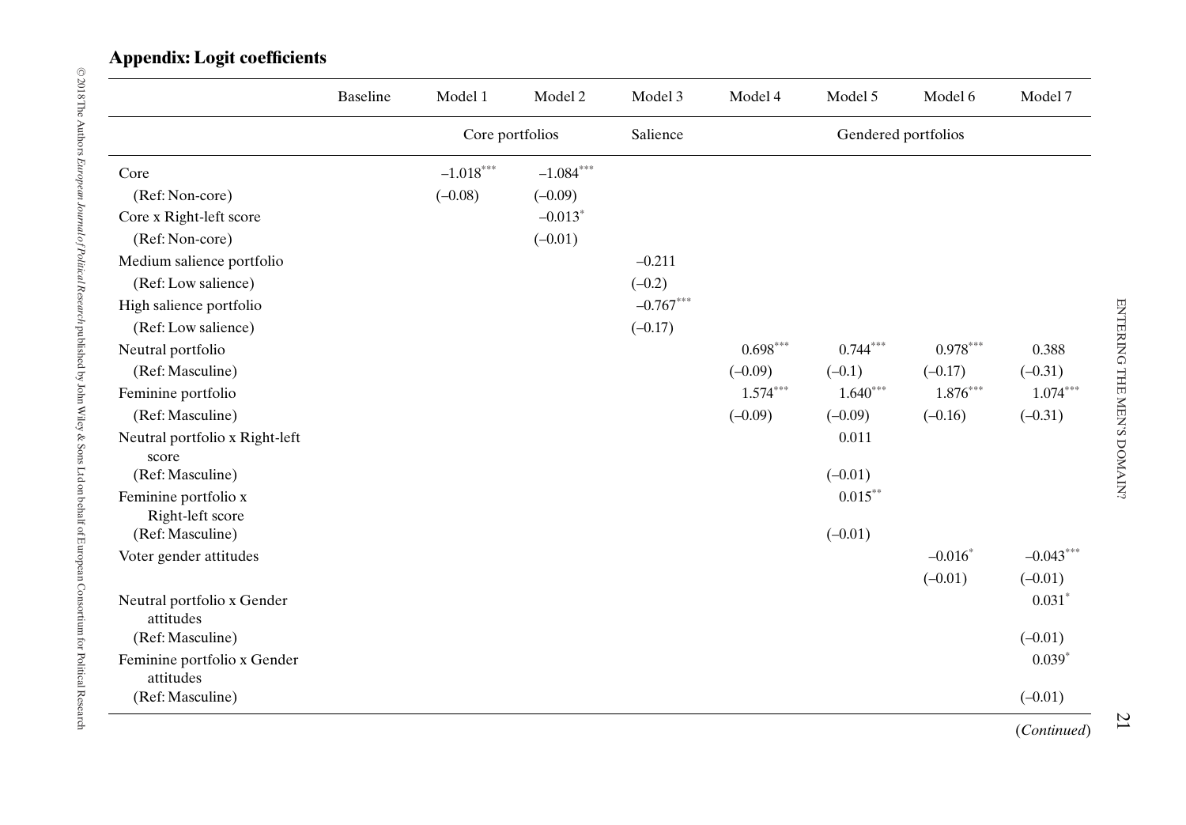## Appendix: Logit coefficients

| | Baseline | Model 1 | Model 2 | Model 3 | Model 4 | Model 5 | Model 6 | Model 7 |
|---|---|---|---|---|---|---|---|---|
| | | Core portfolios | | Salience | Gendered portfolios | | | |
| Core | | –1.018*** | –1.084*** | | | | | |
| (Ref: Non-core) | | (–0.08) | (–0.09) | | | | | |
| Core x Right-left score | | | –0.013* | | | | | |
| (Ref: Non-core) | | | (–0.01) | | | | | |
| Medium salience portfolio | | | | –0.211 | | | | |
| (Ref: Low salience) | | | | (–0.2) | | | | |
| High salience portfolio | | | | –0.767*** | | | | |
| (Ref: Low salience) | | | | (–0.17) | | | | |
| Neutral portfolio | | | | | 0.698*** | 0.744*** | 0.978*** | 0.388 |
| (Ref: Masculine) | | | | | (–0.09) | (–0.1) | (–0.17) | (–0.31) |
| Feminine portfolio | | | | | 1.574*** | 1.640*** | 1.876*** | 1.074*** |
| (Ref: Masculine) | | | | | (–0.09) | (–0.09) | (–0.16) | (–0.31) |
| Neutral portfolio x Right-left score | | | | | | 0.011 | | |
| (Ref: Masculine) | | | | | | (–0.01) | | |
| Feminine portfolio x Right-left score | | | | | | 0.015** | | |
| (Ref: Masculine) | | | | | | (–0.01) | | |
| Voter gender attitudes | | | | | | | –0.016* | –0.043*** |
| | | | | | | | (–0.01) | (–0.01) |
| Neutral portfolio x Gender attitudes | | | | | | | | 0.031* |
| (Ref: Masculine) | | | | | | | | (–0.01) |
| Feminine portfolio x Gender attitudes | | | | | | | | 0.039* |
| (Ref: Masculine) | | | | | | | | (–0.01) |

(*Continued*)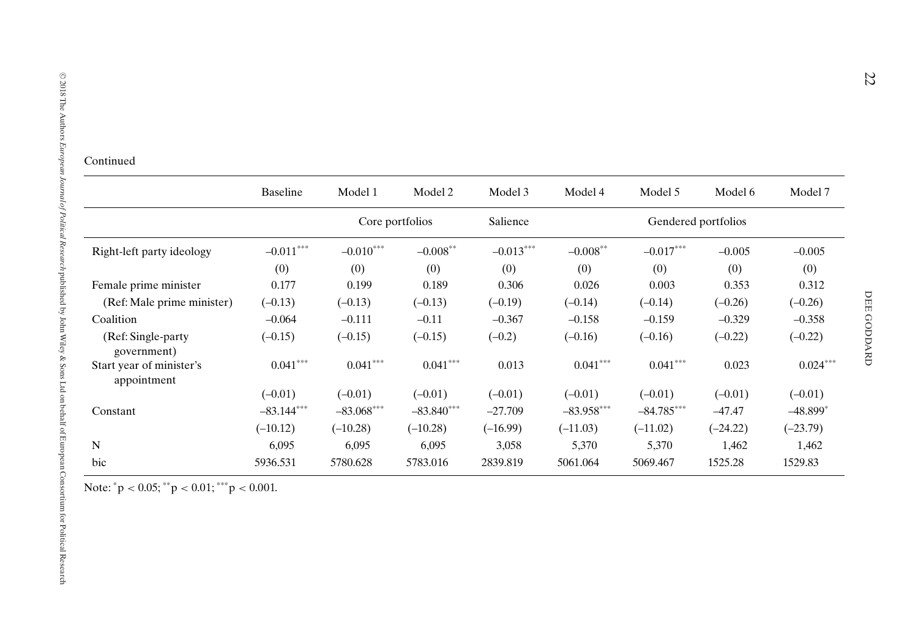Continued

| | Baseline | Model 1 | Model 2 | Model 3 | Model 4 | Model 5 | Model 6 | Model 7 |
|---|---|---|---|---|---|---|---|---|
| | | Core portfolios | | Salience | Gendered portfolios | | | |
| Right-left party ideology | –0.011*** | –0.010*** | –0.008** | –0.013*** | –0.008** | –0.017*** | –0.005 | –0.005 |
| | (0) | (0) | (0) | (0) | (0) | (0) | (0) | (0) |
| Female prime minister | 0.177 | 0.199 | 0.189 | 0.306 | 0.026 | 0.003 | 0.353 | 0.312 |
| (Ref: Male prime minister) | (–0.13) | (–0.13) | (–0.13) | (–0.19) | (–0.14) | (–0.14) | (–0.26) | (–0.26) |
| Coalition | –0.064 | –0.111 | –0.11 | –0.367 | –0.158 | –0.159 | –0.329 | –0.358 |
| (Ref: Single-party government) | (–0.15) | (–0.15) | (–0.15) | (–0.2) | (–0.16) | (–0.16) | (–0.22) | (–0.22) |
| Start year of minister's appointment | 0.041*** | 0.041*** | 0.041*** | 0.013 | 0.041*** | 0.041*** | 0.023 | 0.024*** |
| | (–0.01) | (–0.01) | (–0.01) | (–0.01) | (–0.01) | (–0.01) | (–0.01) | (–0.01) |
| Constant | –83.144*** | –83.068*** | –83.840*** | –27.709 | –83.958*** | –84.785*** | –47.47 | –48.899* |
| | (–10.12) | (–10.28) | (–10.28) | (–16.99) | (–11.03) | (–11.02) | (–24.22) | (–23.79) |
| N | 6,095 | 6,095 | 6,095 | 3,058 | 5,370 | 5,370 | 1,462 | 1,462 |
| bic | 5936.531 | 5780.628 | 5783.016 | 2839.819 | 5061.064 | 5069.467 | 1525.28 | 1529.83 |

Note: *$p < 0.05$; **$p < 0.01$; ***$p < 0.001$.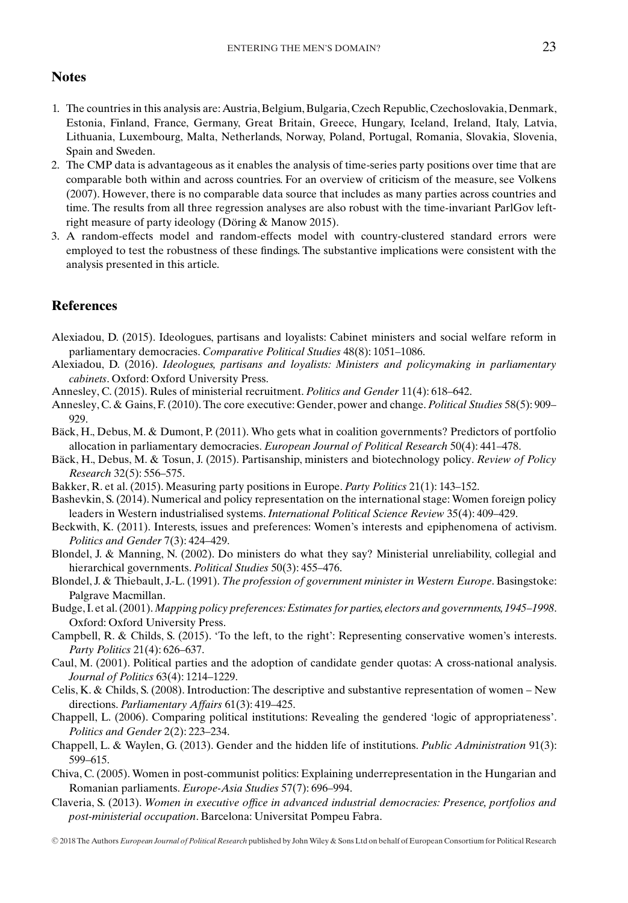## Notes

1. The countries in this analysis are: Austria, Belgium, Bulgaria, Czech Republic, Czechoslovakia, Denmark, Estonia, Finland, France, Germany, Great Britain, Greece, Hungary, Iceland, Ireland, Italy, Latvia, Lithuania, Luxembourg, Malta, Netherlands, Norway, Poland, Portugal, Romania, Slovakia, Slovenia, Spain and Sweden.
2. The CMP data is advantageous as it enables the analysis of time-series party positions over time that are comparable both within and across countries. For an overview of criticism of the measure, see Volkens (2007). However, there is no comparable data source that includes as many parties across countries and time. The results from all three regression analyses are also robust with the time-invariant ParlGov left-right measure of party ideology (Döring & Manow 2015).
3. A random-effects model and random-effects model with country-clustered standard errors were employed to test the robustness of these findings. The substantive implications were consistent with the analysis presented in this article.

## References

Alexiadou, D. (2015). Ideologues, partisans and loyalists: Cabinet ministers and social welfare reform in parliamentary democracies. *Comparative Political Studies* 48(8): 1051–1086.

Alexiadou, D. (2016). *Ideologues, partisans and loyalists: Ministers and policymaking in parliamentary cabinets*. Oxford: Oxford University Press.

Annesley, C. (2015). Rules of ministerial recruitment. *Politics and Gender* 11(4): 618–642.

Annesley, C. & Gains, F. (2010). The core executive: Gender, power and change. *Political Studies* 58(5): 909–929.

Bäck, H., Debus, M. & Dumont, P. (2011). Who gets what in coalition governments? Predictors of portfolio allocation in parliamentary democracies. *European Journal of Political Research* 50(4): 441–478.

Bäck, H., Debus, M. & Tosun, J. (2015). Partisanship, ministers and biotechnology policy. *Review of Policy Research* 32(5): 556–575.

Bakker, R. et al. (2015). Measuring party positions in Europe. *Party Politics* 21(1): 143–152.

Bashevkin, S. (2014). Numerical and policy representation on the international stage: Women foreign policy leaders in Western industrialised systems. *International Political Science Review* 35(4): 409–429.

Beckwith, K. (2011). Interests, issues and preferences: Women's interests and epiphenomena of activism. *Politics and Gender* 7(3): 424–429.

Blondel, J. & Manning, N. (2002). Do ministers do what they say? Ministerial unreliability, collegial and hierarchical governments. *Political Studies* 50(3): 455–476.

Blondel, J. & Thiebault, J.-L. (1991). *The profession of government minister in Western Europe*. Basingstoke: Palgrave Macmillan.

Budge, I. et al. (2001). *Mapping policy preferences: Estimates for parties, electors and governments, 1945–1998*. Oxford: Oxford University Press.

Campbell, R. & Childs, S. (2015). 'To the left, to the right': Representing conservative women's interests. *Party Politics* 21(4): 626–637.

Caul, M. (2001). Political parties and the adoption of candidate gender quotas: A cross-national analysis. *Journal of Politics* 63(4): 1214–1229.

Celis, K. & Childs, S. (2008). Introduction: The descriptive and substantive representation of women – New directions. *Parliamentary Affairs* 61(3): 419–425.

Chappell, L. (2006). Comparing political institutions: Revealing the gendered 'logic of appropriateness'. *Politics and Gender* 2(2): 223–234.

Chappell, L. & Waylen, G. (2013). Gender and the hidden life of institutions. *Public Administration* 91(3): 599–615.

Chiva, C. (2005). Women in post-communist politics: Explaining underrepresentation in the Hungarian and Romanian parliaments. *Europe-Asia Studies* 57(7): 696–994.

Claveria, S. (2013). *Women in executive office in advanced industrial democracies: Presence, portfolios and post-ministerial occupation*. Barcelona: Universitat Pompeu Fabra.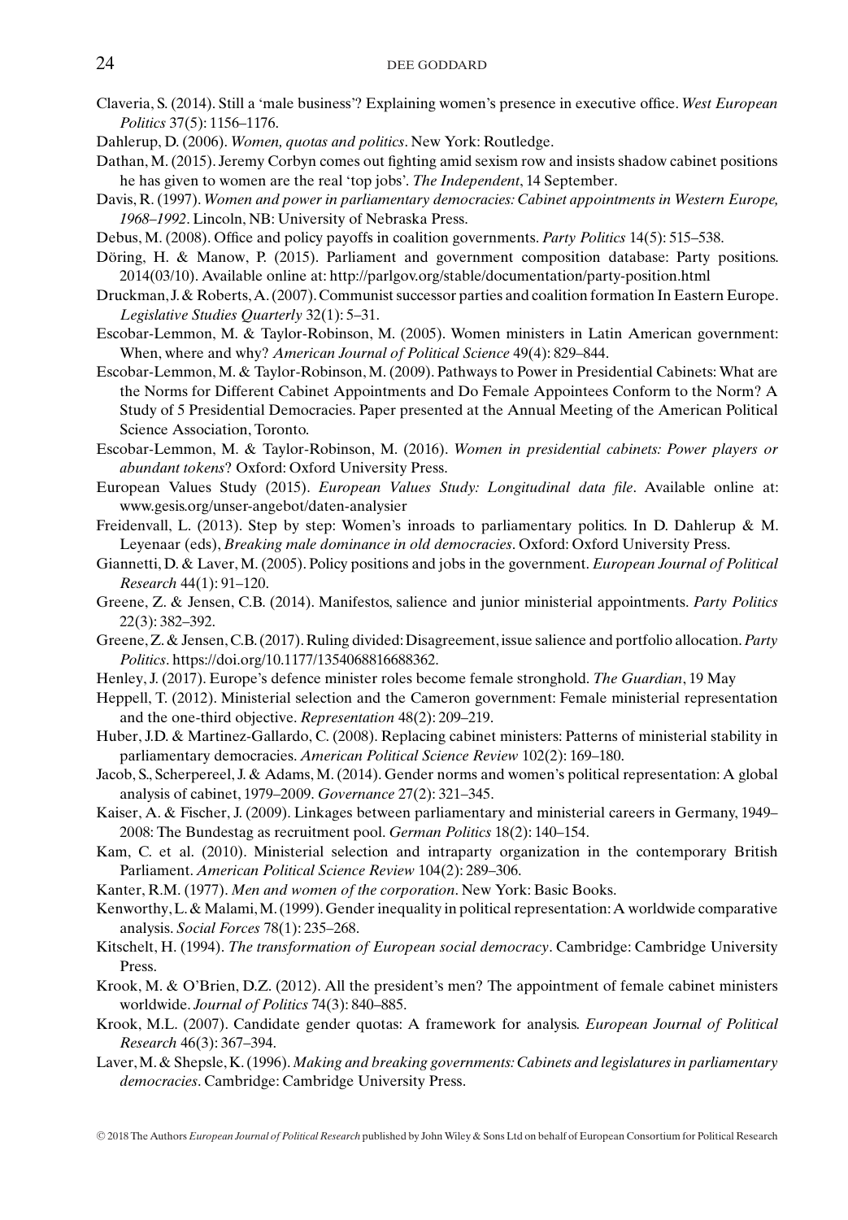Claveria, S. (2014). Still a 'male business'? Explaining women's presence in executive office. *West European Politics* 37(5): 1156–1176.

Dahlerup, D. (2006). *Women, quotas and politics*. New York: Routledge.

Dathan, M. (2015). Jeremy Corbyn comes out fighting amid sexism row and insists shadow cabinet positions he has given to women are the real 'top jobs'. *The Independent*, 14 September.

Davis, R. (1997). *Women and power in parliamentary democracies: Cabinet appointments in Western Europe, 1968–1992*. Lincoln, NB: University of Nebraska Press.

Debus, M. (2008). Office and policy payoffs in coalition governments. *Party Politics* 14(5): 515–538.

Döring, H. & Manow, P. (2015). Parliament and government composition database: Party positions. 2014(03/10). Available online at: http://parlgov.org/stable/documentation/party-position.html

Druckman, J. & Roberts, A. (2007). Communist successor parties and coalition formation In Eastern Europe. *Legislative Studies Quarterly* 32(1): 5–31.

Escobar-Lemmon, M. & Taylor-Robinson, M. (2005). Women ministers in Latin American government: When, where and why? *American Journal of Political Science* 49(4): 829–844.

Escobar-Lemmon, M. & Taylor-Robinson, M. (2009). Pathways to Power in Presidential Cabinets: What are the Norms for Different Cabinet Appointments and Do Female Appointees Conform to the Norm? A Study of 5 Presidential Democracies. Paper presented at the Annual Meeting of the American Political Science Association, Toronto.

Escobar-Lemmon, M. & Taylor-Robinson, M. (2016). *Women in presidential cabinets: Power players or abundant tokens*? Oxford: Oxford University Press.

European Values Study (2015). *European Values Study: Longitudinal data file*. Available online at: www.gesis.org/unser-angebot/daten-analysier

Freidenvall, L. (2013). Step by step: Women's inroads to parliamentary politics. In D. Dahlerup & M. Leyenaar (eds), *Breaking male dominance in old democracies*. Oxford: Oxford University Press.

Giannetti, D. & Laver, M. (2005). Policy positions and jobs in the government. *European Journal of Political Research* 44(1): 91–120.

Greene, Z. & Jensen, C.B. (2014). Manifestos, salience and junior ministerial appointments. *Party Politics* 22(3): 382–392.

Greene, Z. & Jensen, C.B. (2017). Ruling divided: Disagreement, issue salience and portfolio allocation. *Party Politics*. https://doi.org/10.1177/1354068816688362.

Henley, J. (2017). Europe's defence minister roles become female stronghold. *The Guardian*, 19 May

Heppell, T. (2012). Ministerial selection and the Cameron government: Female ministerial representation and the one-third objective. *Representation* 48(2): 209–219.

Huber, J.D. & Martinez-Gallardo, C. (2008). Replacing cabinet ministers: Patterns of ministerial stability in parliamentary democracies. *American Political Science Review* 102(2): 169–180.

Jacob, S., Scherpereel, J. & Adams, M. (2014). Gender norms and women's political representation: A global analysis of cabinet, 1979–2009. *Governance* 27(2): 321–345.

Kaiser, A. & Fischer, J. (2009). Linkages between parliamentary and ministerial careers in Germany, 1949–2008: The Bundestag as recruitment pool. *German Politics* 18(2): 140–154.

Kam, C. et al. (2010). Ministerial selection and intraparty organization in the contemporary British Parliament. *American Political Science Review* 104(2): 289–306.

Kanter, R.M. (1977). *Men and women of the corporation*. New York: Basic Books.

Kenworthy, L. & Malami, M. (1999). Gender inequality in political representation: A worldwide comparative analysis. *Social Forces* 78(1): 235–268.

Kitschelt, H. (1994). *The transformation of European social democracy*. Cambridge: Cambridge University Press.

Krook, M. & O'Brien, D.Z. (2012). All the president's men? The appointment of female cabinet ministers worldwide. *Journal of Politics* 74(3): 840–885.

Krook, M.L. (2007). Candidate gender quotas: A framework for analysis. *European Journal of Political Research* 46(3): 367–394.

Laver, M. & Shepsle, K. (1996). *Making and breaking governments: Cabinets and legislatures in parliamentary democracies*. Cambridge: Cambridge University Press.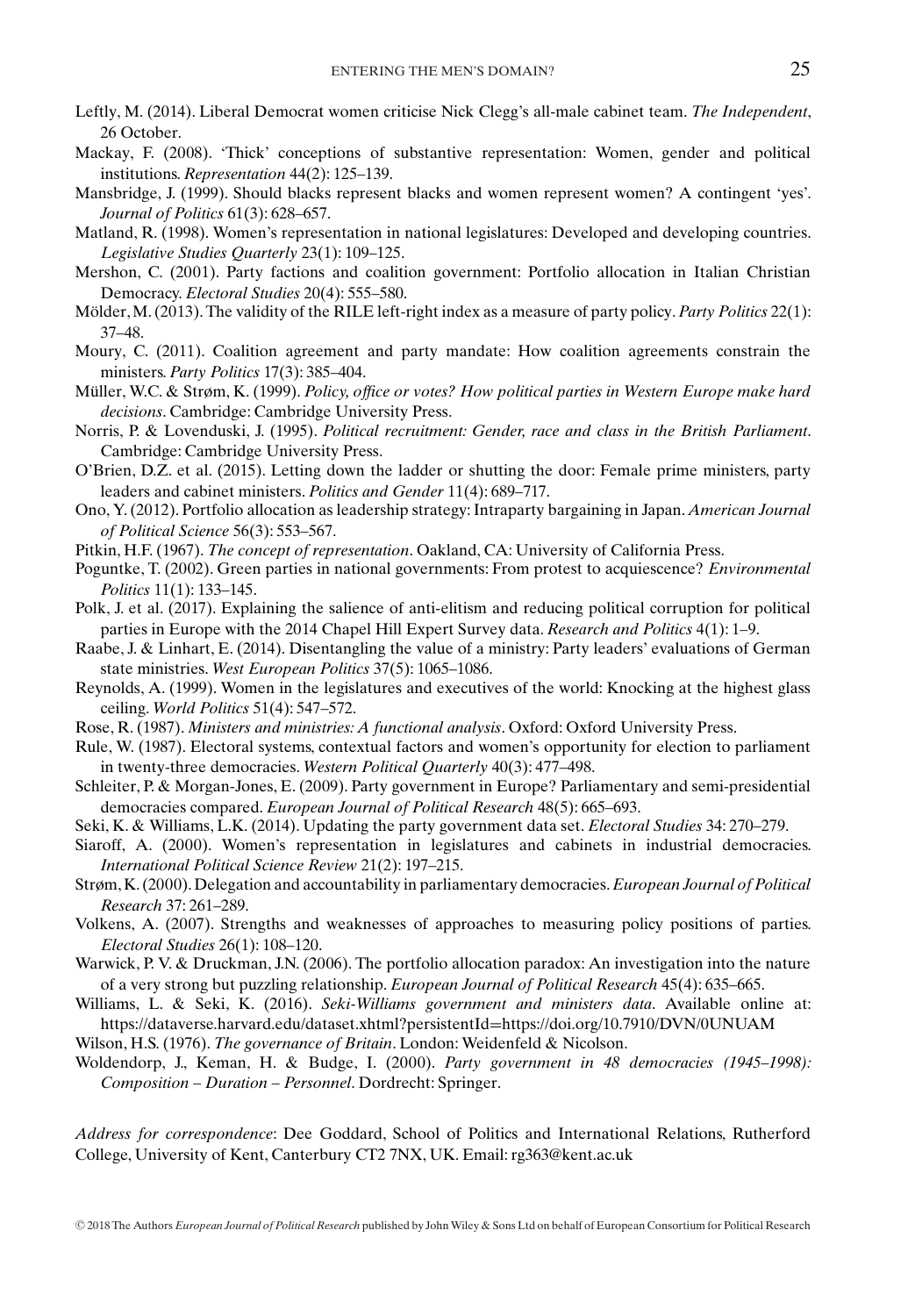Leftly, M. (2014). Liberal Democrat women criticise Nick Clegg's all-male cabinet team. *The Independent*, 26 October.

Mackay, F. (2008). 'Thick' conceptions of substantive representation: Women, gender and political institutions. *Representation* 44(2): 125–139.

Mansbridge, J. (1999). Should blacks represent blacks and women represent women? A contingent 'yes'. *Journal of Politics* 61(3): 628–657.

Matland, R. (1998). Women's representation in national legislatures: Developed and developing countries. *Legislative Studies Quarterly* 23(1): 109–125.

Mershon, C. (2001). Party factions and coalition government: Portfolio allocation in Italian Christian Democracy. *Electoral Studies* 20(4): 555–580.

Mölder, M. (2013). The validity of the RILE left-right index as a measure of party policy. *Party Politics* 22(1): 37–48.

Moury, C. (2011). Coalition agreement and party mandate: How coalition agreements constrain the ministers. *Party Politics* 17(3): 385–404.

Müller, W.C. & Strøm, K. (1999). *Policy, office or votes? How political parties in Western Europe make hard decisions*. Cambridge: Cambridge University Press.

Norris, P. & Lovenduski, J. (1995). *Political recruitment: Gender, race and class in the British Parliament*. Cambridge: Cambridge University Press.

O'Brien, D.Z. et al. (2015). Letting down the ladder or shutting the door: Female prime ministers, party leaders and cabinet ministers. *Politics and Gender* 11(4): 689–717.

Ono, Y. (2012). Portfolio allocation as leadership strategy: Intraparty bargaining in Japan. *American Journal of Political Science* 56(3): 553–567.

Pitkin, H.F. (1967). *The concept of representation*. Oakland, CA: University of California Press.

Poguntke, T. (2002). Green parties in national governments: From protest to acquiescence? *Environmental Politics* 11(1): 133–145.

Polk, J. et al. (2017). Explaining the salience of anti-elitism and reducing political corruption for political parties in Europe with the 2014 Chapel Hill Expert Survey data. *Research and Politics* 4(1): 1–9.

Raabe, J. & Linhart, E. (2014). Disentangling the value of a ministry: Party leaders' evaluations of German state ministries. *West European Politics* 37(5): 1065–1086.

Reynolds, A. (1999). Women in the legislatures and executives of the world: Knocking at the highest glass ceiling. *World Politics* 51(4): 547–572.

Rose, R. (1987). *Ministers and ministries: A functional analysis*. Oxford: Oxford University Press.

Rule, W. (1987). Electoral systems, contextual factors and women's opportunity for election to parliament in twenty-three democracies. *Western Political Quarterly* 40(3): 477–498.

Schleiter, P. & Morgan-Jones, E. (2009). Party government in Europe? Parliamentary and semi-presidential democracies compared. *European Journal of Political Research* 48(5): 665–693.

Seki, K. & Williams, L.K. (2014). Updating the party government data set. *Electoral Studies* 34: 270–279.

Siaroff, A. (2000). Women's representation in legislatures and cabinets in industrial democracies. *International Political Science Review* 21(2): 197–215.

Strøm, K. (2000). Delegation and accountability in parliamentary democracies. *European Journal of Political Research* 37: 261–289.

Volkens, A. (2007). Strengths and weaknesses of approaches to measuring policy positions of parties. *Electoral Studies* 26(1): 108–120.

Warwick, P. V. & Druckman, J.N. (2006). The portfolio allocation paradox: An investigation into the nature of a very strong but puzzling relationship. *European Journal of Political Research* 45(4): 635–665.

Williams, L. & Seki, K. (2016). *Seki-Williams government and ministers data*. Available online at: https://dataverse.harvard.edu/dataset.xhtml?persistentId=https://doi.org/10.7910/DVN/0UNUAM

Wilson, H.S. (1976). *The governance of Britain*. London: Weidenfeld & Nicolson.

Woldendorp, J., Keman, H. & Budge, I. (2000). *Party government in 48 democracies (1945–1998): Composition – Duration – Personnel*. Dordrecht: Springer.

*Address for correspondence*: Dee Goddard, School of Politics and International Relations, Rutherford College, University of Kent, Canterbury CT2 7NX, UK. Email: rg363@kent.ac.uk